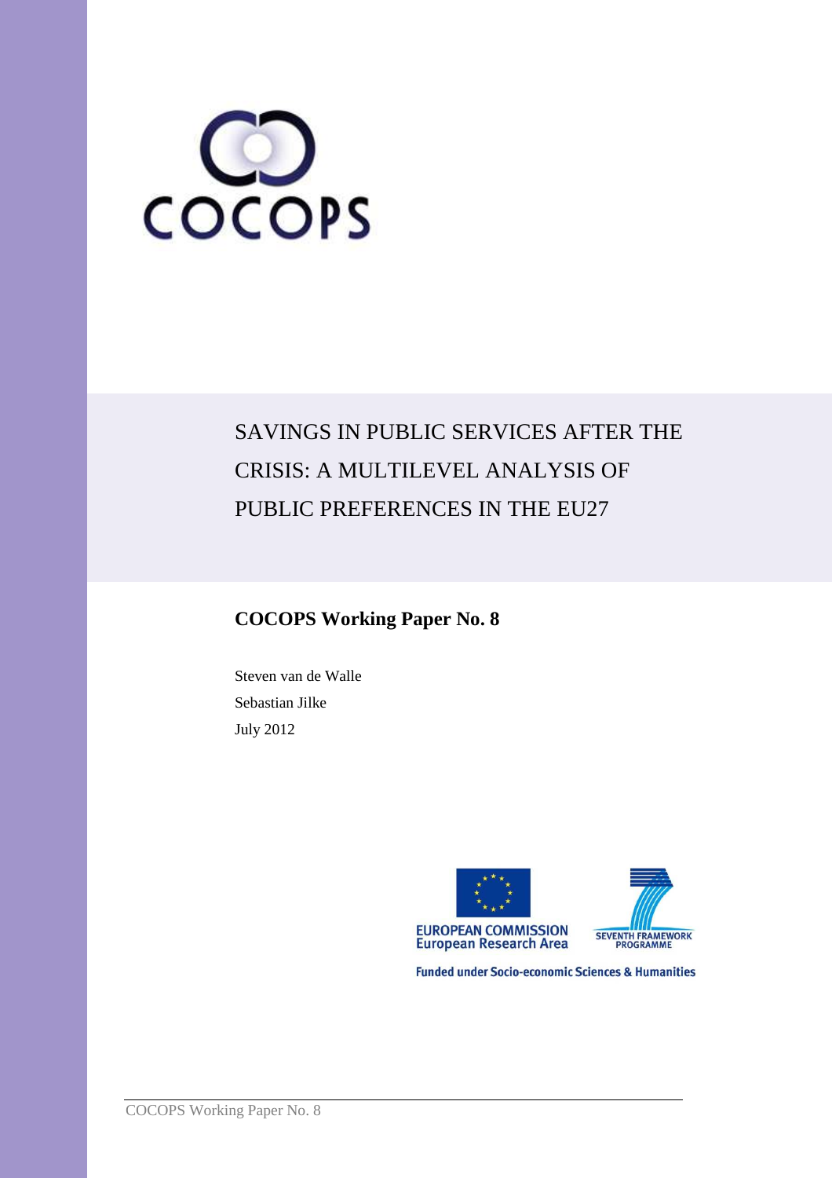COCOPS

# SAVINGS IN PUBLIC SERVICES AFTER THE CRISIS: A MULTILEVEL ANALYSIS OF PUBLIC PREFERENCES IN THE EU27

## COCOPS Working Paper No. 8

Steven van de Walle

Sebastian Jilke

July 2012

EUROPEAN COMMISSION
European Research Area

SEVENTH FRAMEWORK PROGRAMME

Funded under Socio-economic Sciences & Humanities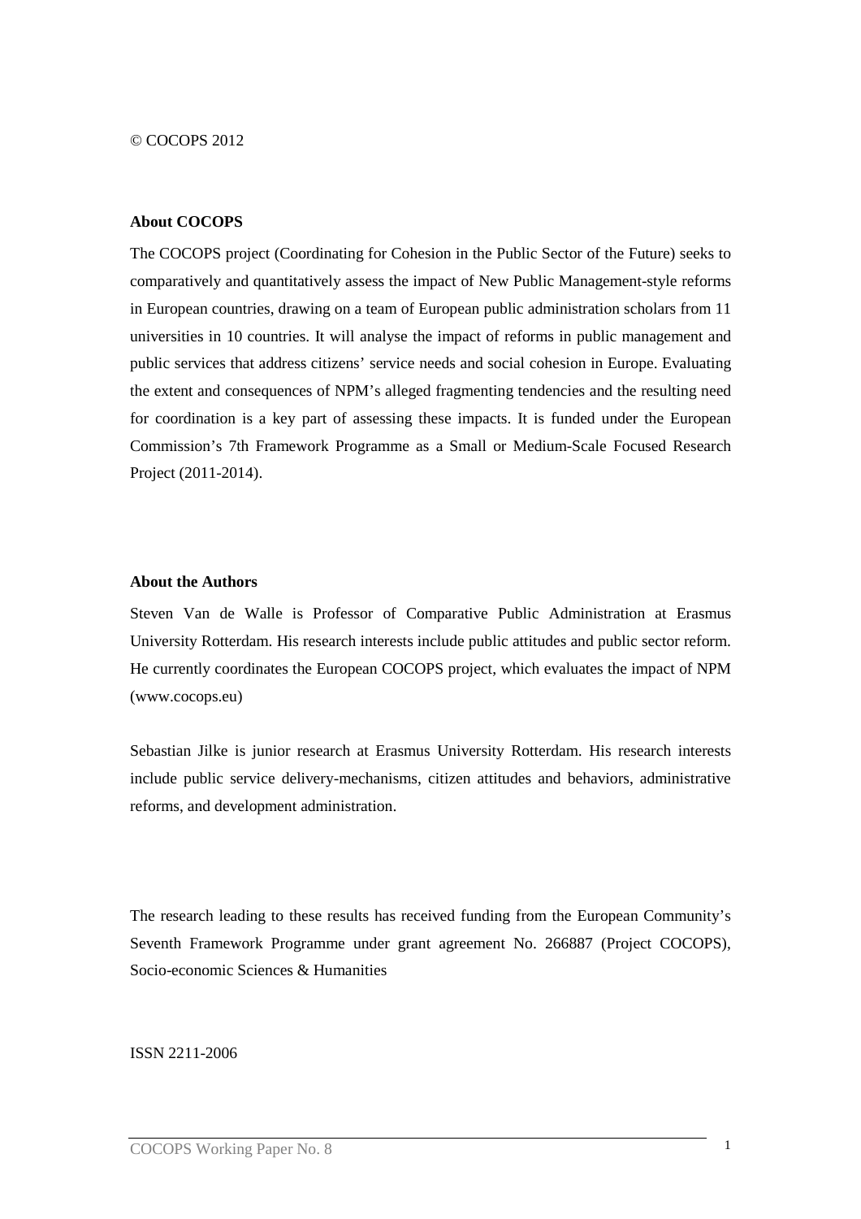© COCOPS 2012

**About COCOPS**

The COCOPS project (Coordinating for Cohesion in the Public Sector of the Future) seeks to comparatively and quantitatively assess the impact of New Public Management-style reforms in European countries, drawing on a team of European public administration scholars from 11 universities in 10 countries. It will analyse the impact of reforms in public management and public services that address citizens' service needs and social cohesion in Europe. Evaluating the extent and consequences of NPM's alleged fragmenting tendencies and the resulting need for coordination is a key part of assessing these impacts. It is funded under the European Commission's 7th Framework Programme as a Small or Medium-Scale Focused Research Project (2011-2014).

**About the Authors**

Steven Van de Walle is Professor of Comparative Public Administration at Erasmus University Rotterdam. His research interests include public attitudes and public sector reform. He currently coordinates the European COCOPS project, which evaluates the impact of NPM (www.cocops.eu)

Sebastian Jilke is junior research at Erasmus University Rotterdam. His research interests include public service delivery-mechanisms, citizen attitudes and behaviors, administrative reforms, and development administration.

The research leading to these results has received funding from the European Community's Seventh Framework Programme under grant agreement No. 266887 (Project COCOPS), Socio-economic Sciences & Humanities

ISSN 2211-2006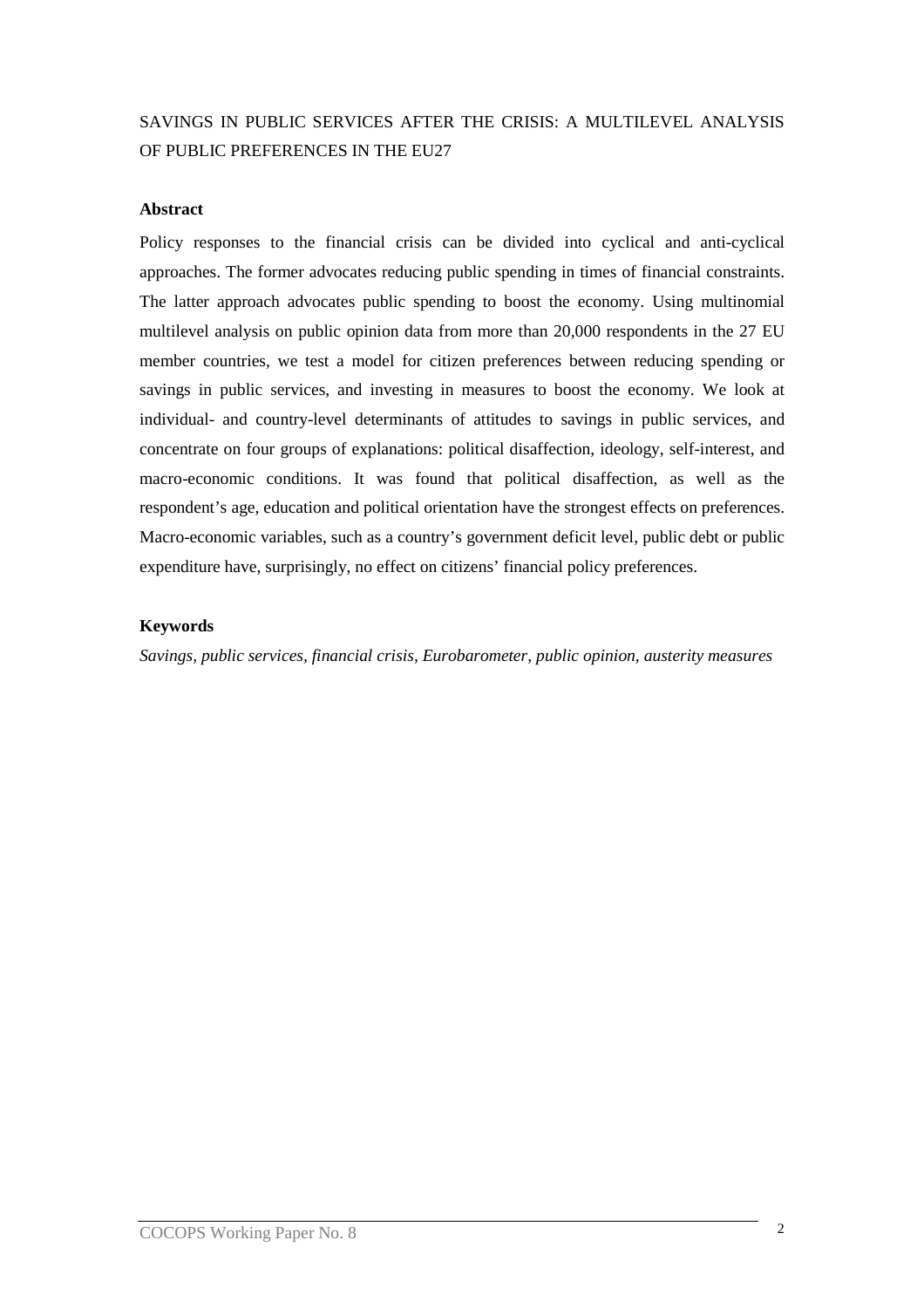# SAVINGS IN PUBLIC SERVICES AFTER THE CRISIS: A MULTILEVEL ANALYSIS OF PUBLIC PREFERENCES IN THE EU27

## Abstract

Policy responses to the financial crisis can be divided into cyclical and anti-cyclical approaches. The former advocates reducing public spending in times of financial constraints. The latter approach advocates public spending to boost the economy. Using multinomial multilevel analysis on public opinion data from more than 20,000 respondents in the 27 EU member countries, we test a model for citizen preferences between reducing spending or savings in public services, and investing in measures to boost the economy. We look at individual- and country-level determinants of attitudes to savings in public services, and concentrate on four groups of explanations: political disaffection, ideology, self-interest, and macro-economic conditions. It was found that political disaffection, as well as the respondent's age, education and political orientation have the strongest effects on preferences. Macro-economic variables, such as a country's government deficit level, public debt or public expenditure have, surprisingly, no effect on citizens' financial policy preferences.

## Keywords

*Savings, public services, financial crisis, Eurobarometer, public opinion, austerity measures*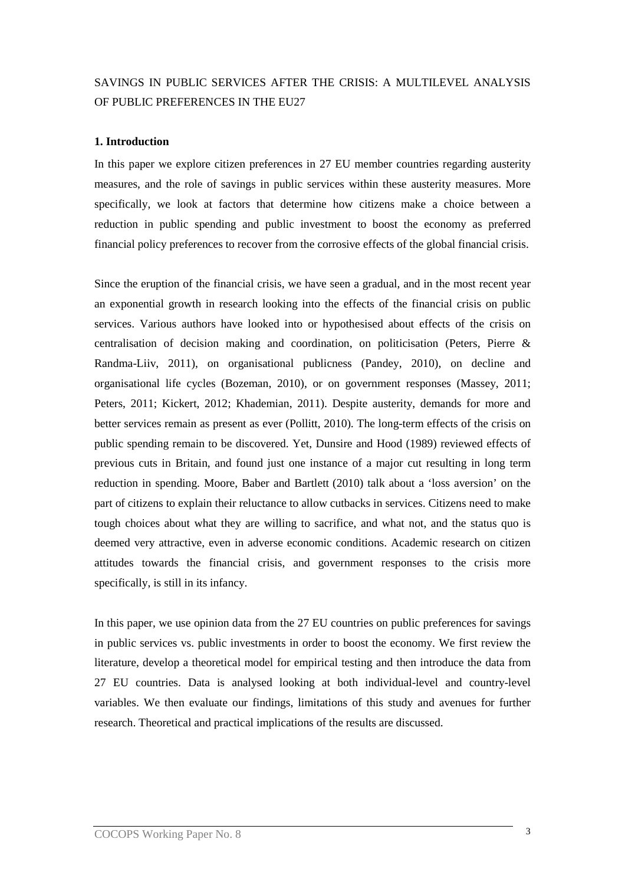SAVINGS IN PUBLIC SERVICES AFTER THE CRISIS: A MULTILEVEL ANALYSIS OF PUBLIC PREFERENCES IN THE EU27

## 1. Introduction

In this paper we explore citizen preferences in 27 EU member countries regarding austerity measures, and the role of savings in public services within these austerity measures. More specifically, we look at factors that determine how citizens make a choice between a reduction in public spending and public investment to boost the economy as preferred financial policy preferences to recover from the corrosive effects of the global financial crisis.

Since the eruption of the financial crisis, we have seen a gradual, and in the most recent year an exponential growth in research looking into the effects of the financial crisis on public services. Various authors have looked into or hypothesised about effects of the crisis on centralisation of decision making and coordination, on politicisation (Peters, Pierre & Randma-Liiv, 2011), on organisational publicness (Pandey, 2010), on decline and organisational life cycles (Bozeman, 2010), or on government responses (Massey, 2011; Peters, 2011; Kickert, 2012; Khademian, 2011). Despite austerity, demands for more and better services remain as present as ever (Pollitt, 2010). The long-term effects of the crisis on public spending remain to be discovered. Yet, Dunsire and Hood (1989) reviewed effects of previous cuts in Britain, and found just one instance of a major cut resulting in long term reduction in spending. Moore, Baber and Bartlett (2010) talk about a 'loss aversion' on the part of citizens to explain their reluctance to allow cutbacks in services. Citizens need to make tough choices about what they are willing to sacrifice, and what not, and the status quo is deemed very attractive, even in adverse economic conditions. Academic research on citizen attitudes towards the financial crisis, and government responses to the crisis more specifically, is still in its infancy.

In this paper, we use opinion data from the 27 EU countries on public preferences for savings in public services vs. public investments in order to boost the economy. We first review the literature, develop a theoretical model for empirical testing and then introduce the data from 27 EU countries. Data is analysed looking at both individual-level and country-level variables. We then evaluate our findings, limitations of this study and avenues for further research. Theoretical and practical implications of the results are discussed.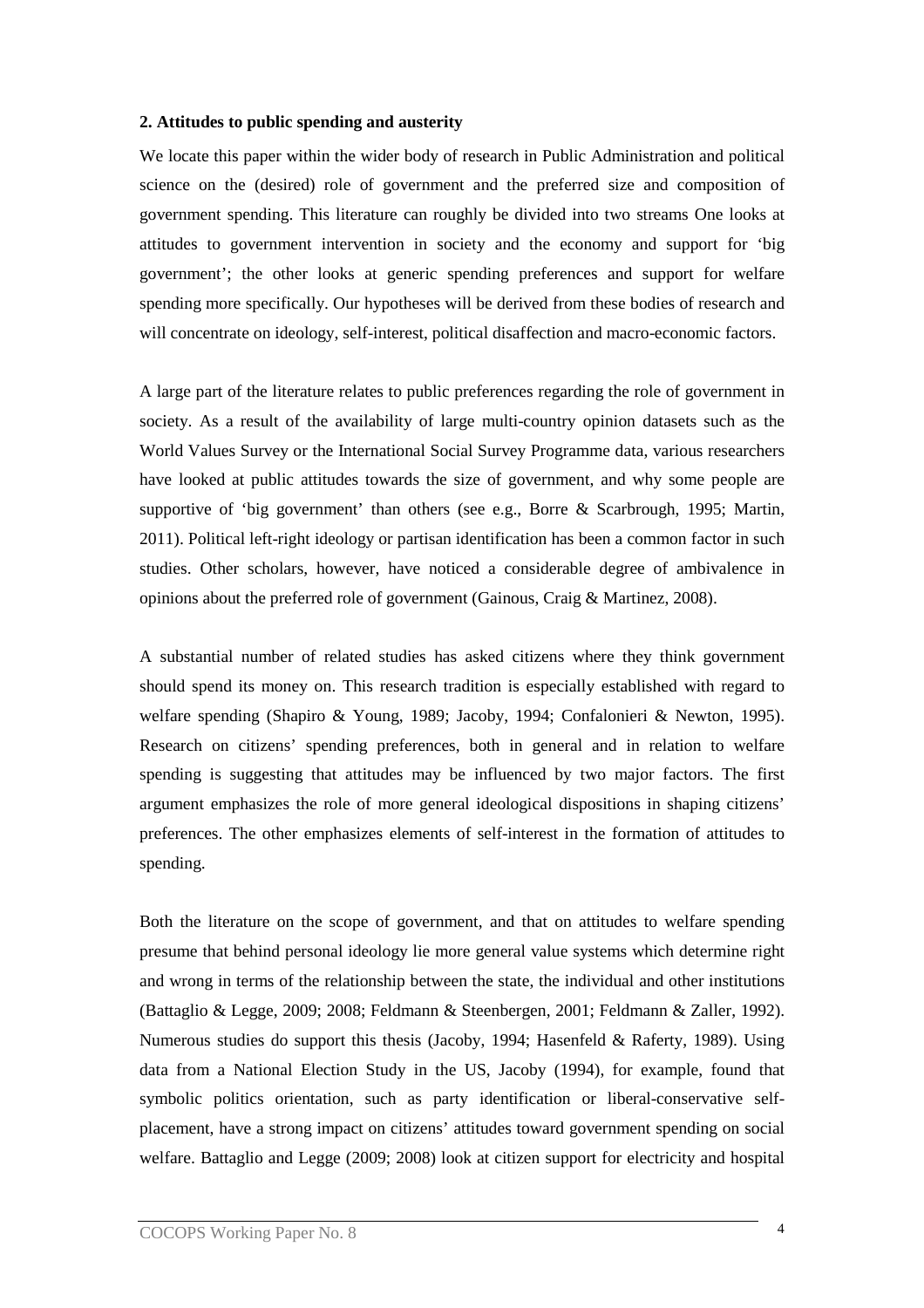## 2. Attitudes to public spending and austerity

We locate this paper within the wider body of research in Public Administration and political science on the (desired) role of government and the preferred size and composition of government spending. This literature can roughly be divided into two streams One looks at attitudes to government intervention in society and the economy and support for 'big government'; the other looks at generic spending preferences and support for welfare spending more specifically. Our hypotheses will be derived from these bodies of research and will concentrate on ideology, self-interest, political disaffection and macro-economic factors.

A large part of the literature relates to public preferences regarding the role of government in society. As a result of the availability of large multi-country opinion datasets such as the World Values Survey or the International Social Survey Programme data, various researchers have looked at public attitudes towards the size of government, and why some people are supportive of 'big government' than others (see e.g., Borre & Scarbrough, 1995; Martin, 2011). Political left-right ideology or partisan identification has been a common factor in such studies. Other scholars, however, have noticed a considerable degree of ambivalence in opinions about the preferred role of government (Gainous, Craig & Martinez, 2008).

A substantial number of related studies has asked citizens where they think government should spend its money on. This research tradition is especially established with regard to welfare spending (Shapiro & Young, 1989; Jacoby, 1994; Confalonieri & Newton, 1995). Research on citizens' spending preferences, both in general and in relation to welfare spending is suggesting that attitudes may be influenced by two major factors. The first argument emphasizes the role of more general ideological dispositions in shaping citizens' preferences. The other emphasizes elements of self-interest in the formation of attitudes to spending.

Both the literature on the scope of government, and that on attitudes to welfare spending presume that behind personal ideology lie more general value systems which determine right and wrong in terms of the relationship between the state, the individual and other institutions (Battaglio & Legge, 2009; 2008; Feldmann & Steenbergen, 2001; Feldmann & Zaller, 1992). Numerous studies do support this thesis (Jacoby, 1994; Hasenfeld & Raferty, 1989). Using data from a National Election Study in the US, Jacoby (1994), for example, found that symbolic politics orientation, such as party identification or liberal-conservative self-placement, have a strong impact on citizens' attitudes toward government spending on social welfare. Battaglio and Legge (2009; 2008) look at citizen support for electricity and hospital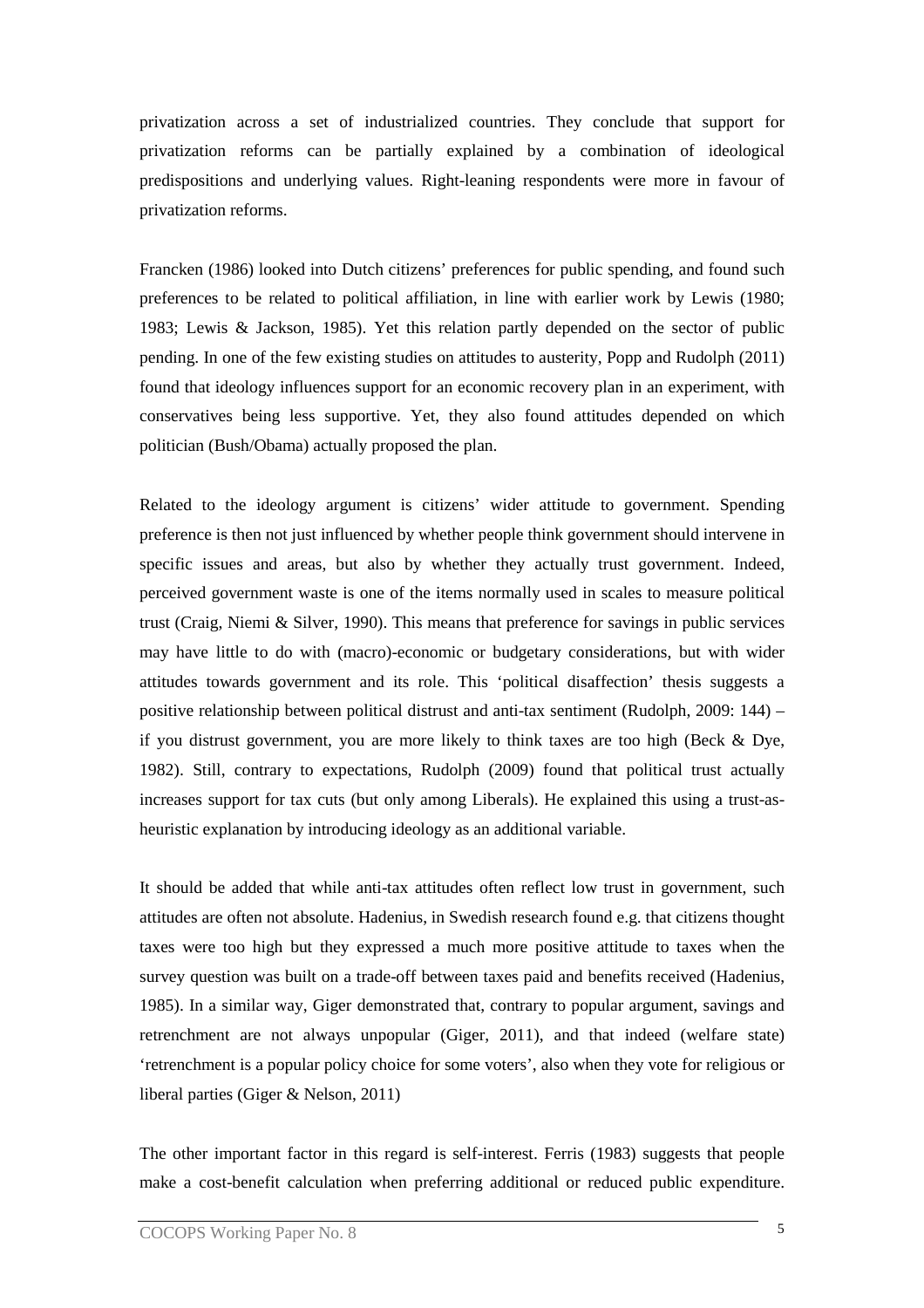privatization across a set of industrialized countries. They conclude that support for privatization reforms can be partially explained by a combination of ideological predispositions and underlying values. Right-leaning respondents were more in favour of privatization reforms.

Francken (1986) looked into Dutch citizens' preferences for public spending, and found such preferences to be related to political affiliation, in line with earlier work by Lewis (1980; 1983; Lewis & Jackson, 1985). Yet this relation partly depended on the sector of public pending. In one of the few existing studies on attitudes to austerity, Popp and Rudolph (2011) found that ideology influences support for an economic recovery plan in an experiment, with conservatives being less supportive. Yet, they also found attitudes depended on which politician (Bush/Obama) actually proposed the plan.

Related to the ideology argument is citizens' wider attitude to government. Spending preference is then not just influenced by whether people think government should intervene in specific issues and areas, but also by whether they actually trust government. Indeed, perceived government waste is one of the items normally used in scales to measure political trust (Craig, Niemi & Silver, 1990). This means that preference for savings in public services may have little to do with (macro)-economic or budgetary considerations, but with wider attitudes towards government and its role. This 'political disaffection' thesis suggests a positive relationship between political distrust and anti-tax sentiment (Rudolph, 2009: 144) – if you distrust government, you are more likely to think taxes are too high (Beck & Dye, 1982). Still, contrary to expectations, Rudolph (2009) found that political trust actually increases support for tax cuts (but only among Liberals). He explained this using a trust-as-heuristic explanation by introducing ideology as an additional variable.

It should be added that while anti-tax attitudes often reflect low trust in government, such attitudes are often not absolute. Hadenius, in Swedish research found e.g. that citizens thought taxes were too high but they expressed a much more positive attitude to taxes when the survey question was built on a trade-off between taxes paid and benefits received (Hadenius, 1985). In a similar way, Giger demonstrated that, contrary to popular argument, savings and retrenchment are not always unpopular (Giger, 2011), and that indeed (welfare state) 'retrenchment is a popular policy choice for some voters', also when they vote for religious or liberal parties (Giger & Nelson, 2011)

The other important factor in this regard is self-interest. Ferris (1983) suggests that people make a cost-benefit calculation when preferring additional or reduced public expenditure.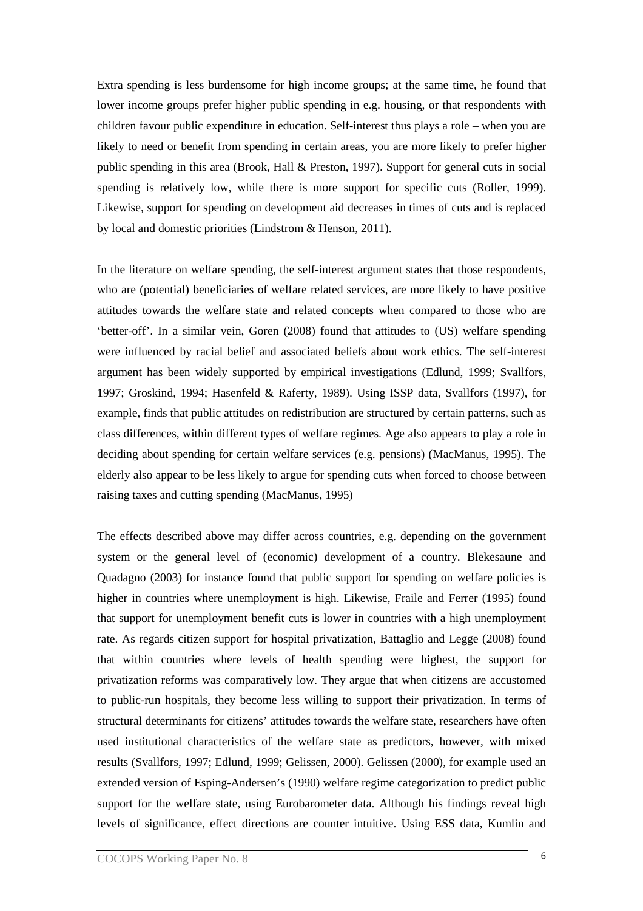Extra spending is less burdensome for high income groups; at the same time, he found that lower income groups prefer higher public spending in e.g. housing, or that respondents with children favour public expenditure in education. Self-interest thus plays a role – when you are likely to need or benefit from spending in certain areas, you are more likely to prefer higher public spending in this area (Brook, Hall & Preston, 1997). Support for general cuts in social spending is relatively low, while there is more support for specific cuts (Roller, 1999). Likewise, support for spending on development aid decreases in times of cuts and is replaced by local and domestic priorities (Lindstrom & Henson, 2011).

In the literature on welfare spending, the self-interest argument states that those respondents, who are (potential) beneficiaries of welfare related services, are more likely to have positive attitudes towards the welfare state and related concepts when compared to those who are 'better-off'. In a similar vein, Goren (2008) found that attitudes to (US) welfare spending were influenced by racial belief and associated beliefs about work ethics. The self-interest argument has been widely supported by empirical investigations (Edlund, 1999; Svallfors, 1997; Groskind, 1994; Hasenfeld & Raferty, 1989). Using ISSP data, Svallfors (1997), for example, finds that public attitudes on redistribution are structured by certain patterns, such as class differences, within different types of welfare regimes. Age also appears to play a role in deciding about spending for certain welfare services (e.g. pensions) (MacManus, 1995). The elderly also appear to be less likely to argue for spending cuts when forced to choose between raising taxes and cutting spending (MacManus, 1995)

The effects described above may differ across countries, e.g. depending on the government system or the general level of (economic) development of a country. Blekesaune and Quadagno (2003) for instance found that public support for spending on welfare policies is higher in countries where unemployment is high. Likewise, Fraile and Ferrer (1995) found that support for unemployment benefit cuts is lower in countries with a high unemployment rate. As regards citizen support for hospital privatization, Battaglio and Legge (2008) found that within countries where levels of health spending were highest, the support for privatization reforms was comparatively low. They argue that when citizens are accustomed to public-run hospitals, they become less willing to support their privatization. In terms of structural determinants for citizens' attitudes towards the welfare state, researchers have often used institutional characteristics of the welfare state as predictors, however, with mixed results (Svallfors, 1997; Edlund, 1999; Gelissen, 2000). Gelissen (2000), for example used an extended version of Esping-Andersen's (1990) welfare regime categorization to predict public support for the welfare state, using Eurobarometer data. Although his findings reveal high levels of significance, effect directions are counter intuitive. Using ESS data, Kumlin and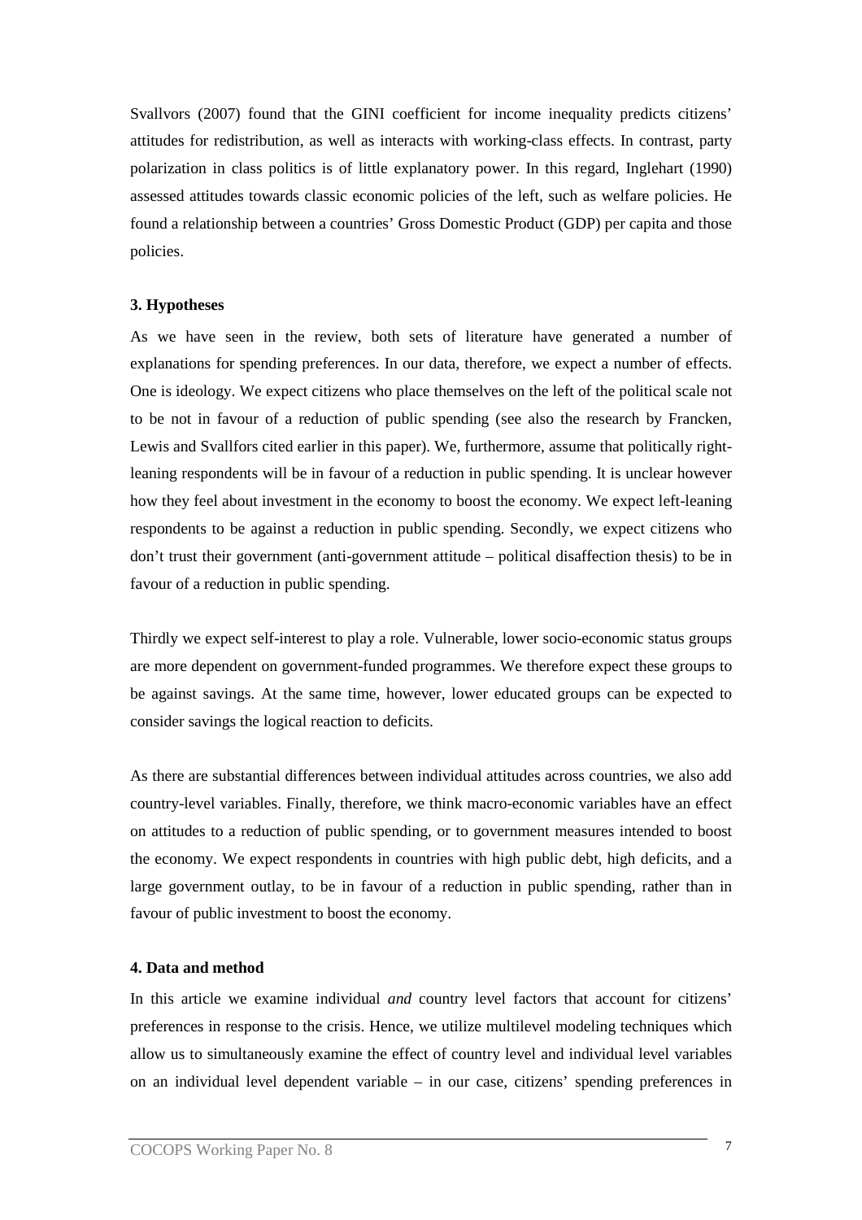Svallvors (2007) found that the GINI coefficient for income inequality predicts citizens' attitudes for redistribution, as well as interacts with working-class effects. In contrast, party polarization in class politics is of little explanatory power. In this regard, Inglehart (1990) assessed attitudes towards classic economic policies of the left, such as welfare policies. He found a relationship between a countries' Gross Domestic Product (GDP) per capita and those policies.

### 3. Hypotheses

As we have seen in the review, both sets of literature have generated a number of explanations for spending preferences. In our data, therefore, we expect a number of effects. One is ideology. We expect citizens who place themselves on the left of the political scale not to be not in favour of a reduction of public spending (see also the research by Francken, Lewis and Svallfors cited earlier in this paper). We, furthermore, assume that politically right-leaning respondents will be in favour of a reduction in public spending. It is unclear however how they feel about investment in the economy to boost the economy. We expect left-leaning respondents to be against a reduction in public spending. Secondly, we expect citizens who don't trust their government (anti-government attitude – political disaffection thesis) to be in favour of a reduction in public spending.

Thirdly we expect self-interest to play a role. Vulnerable, lower socio-economic status groups are more dependent on government-funded programmes. We therefore expect these groups to be against savings. At the same time, however, lower educated groups can be expected to consider savings the logical reaction to deficits.

As there are substantial differences between individual attitudes across countries, we also add country-level variables. Finally, therefore, we think macro-economic variables have an effect on attitudes to a reduction of public spending, or to government measures intended to boost the economy. We expect respondents in countries with high public debt, high deficits, and a large government outlay, to be in favour of a reduction in public spending, rather than in favour of public investment to boost the economy.

### 4. Data and method

In this article we examine individual *and* country level factors that account for citizens' preferences in response to the crisis. Hence, we utilize multilevel modeling techniques which allow us to simultaneously examine the effect of country level and individual level variables on an individual level dependent variable – in our case, citizens' spending preferences in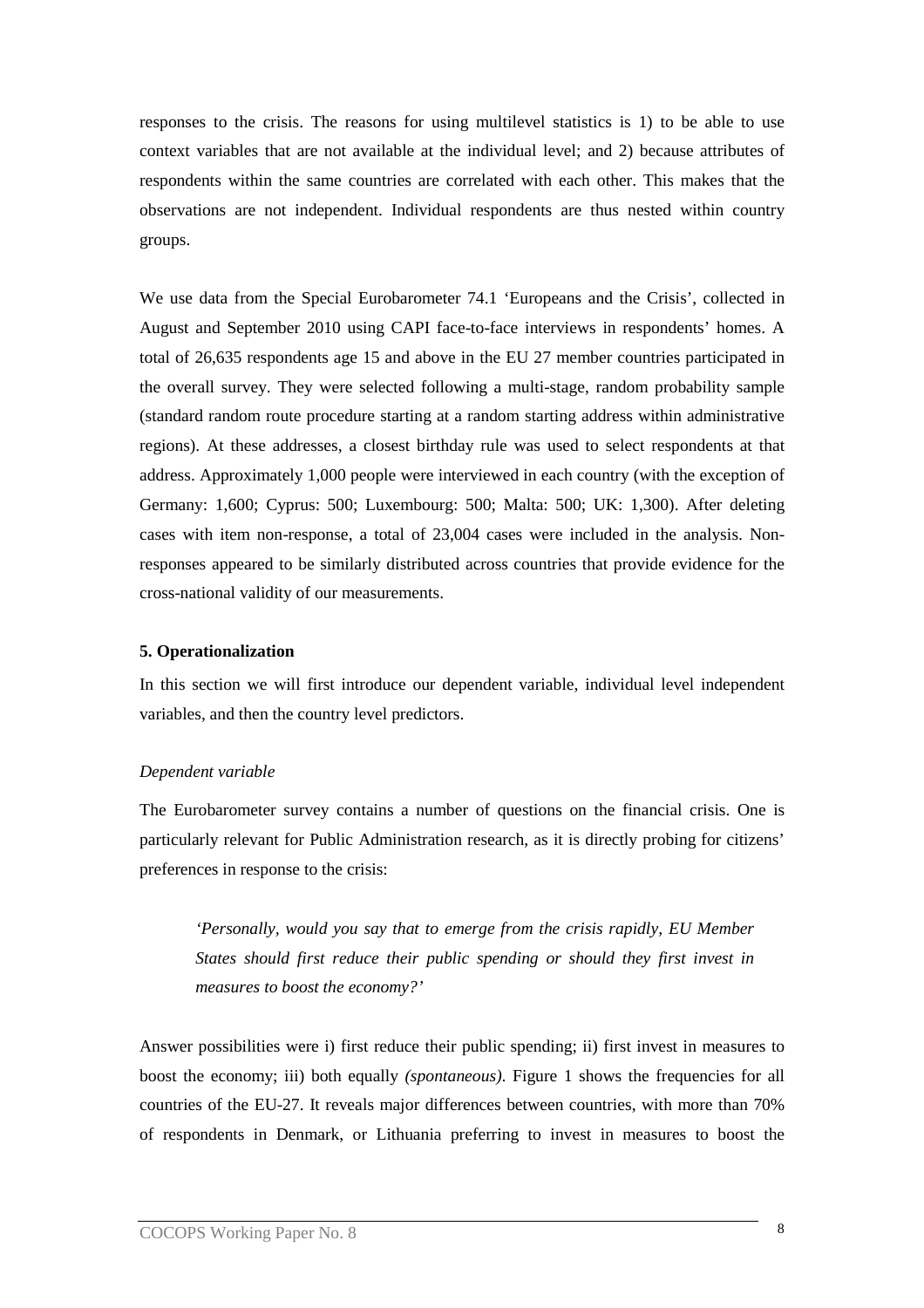responses to the crisis. The reasons for using multilevel statistics is 1) to be able to use context variables that are not available at the individual level; and 2) because attributes of respondents within the same countries are correlated with each other. This makes that the observations are not independent. Individual respondents are thus nested within country groups.

We use data from the Special Eurobarometer 74.1 'Europeans and the Crisis', collected in August and September 2010 using CAPI face-to-face interviews in respondents' homes. A total of 26,635 respondents age 15 and above in the EU 27 member countries participated in the overall survey. They were selected following a multi-stage, random probability sample (standard random route procedure starting at a random starting address within administrative regions). At these addresses, a closest birthday rule was used to select respondents at that address. Approximately 1,000 people were interviewed in each country (with the exception of Germany: 1,600; Cyprus: 500; Luxembourg: 500; Malta: 500; UK: 1,300). After deleting cases with item non-response, a total of 23,004 cases were included in the analysis. Non-responses appeared to be similarly distributed across countries that provide evidence for the cross-national validity of our measurements.

**5. Operationalization**

In this section we will first introduce our dependent variable, individual level independent variables, and then the country level predictors.

*Dependent variable*

The Eurobarometer survey contains a number of questions on the financial crisis. One is particularly relevant for Public Administration research, as it is directly probing for citizens' preferences in response to the crisis:

> *'Personally, would you say that to emerge from the crisis rapidly, EU Member States should first reduce their public spending or should they first invest in measures to boost the economy?'*

Answer possibilities were i) first reduce their public spending; ii) first invest in measures to boost the economy; iii) both equally *(spontaneous)*. Figure 1 shows the frequencies for all countries of the EU-27. It reveals major differences between countries, with more than 70% of respondents in Denmark, or Lithuania preferring to invest in measures to boost the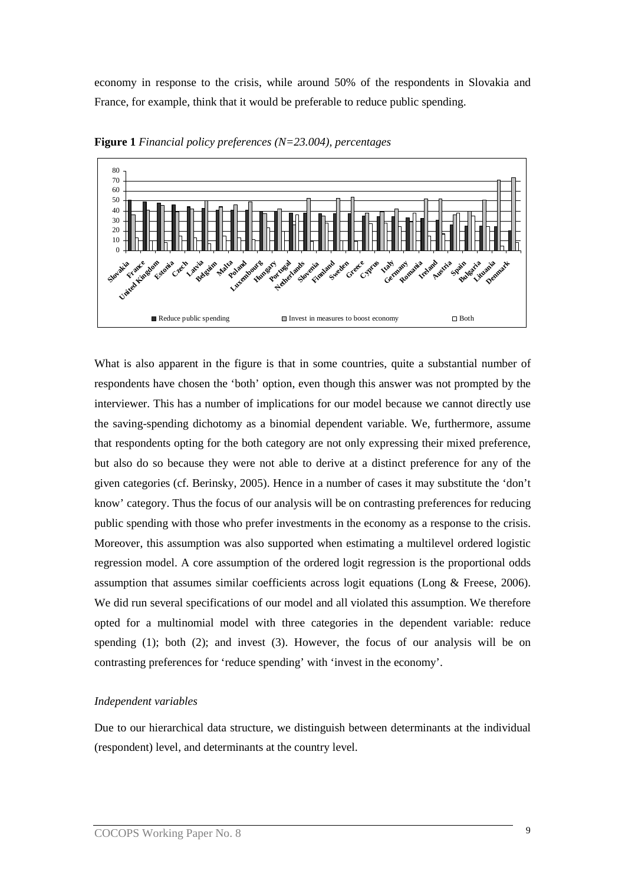economy in response to the crisis, while around 50% of the respondents in Slovakia and France, for example, think that it would be preferable to reduce public spending.

**Figure 1** *Financial policy preferences (N=23.004), percentages*

What is also apparent in the figure is that in some countries, quite a substantial number of respondents have chosen the 'both' option, even though this answer was not prompted by the interviewer. This has a number of implications for our model because we cannot directly use the saving-spending dichotomy as a binomial dependent variable. We, furthermore, assume that respondents opting for the both category are not only expressing their mixed preference, but also do so because they were not able to derive at a distinct preference for any of the given categories (cf. Berinsky, 2005). Hence in a number of cases it may substitute the 'don't know' category. Thus the focus of our analysis will be on contrasting preferences for reducing public spending with those who prefer investments in the economy as a response to the crisis. Moreover, this assumption was also supported when estimating a multilevel ordered logistic regression model. A core assumption of the ordered logit regression is the proportional odds assumption that assumes similar coefficients across logit equations (Long & Freese, 2006). We did run several specifications of our model and all violated this assumption. We therefore opted for a multinomial model with three categories in the dependent variable: reduce spending (1); both (2); and invest (3). However, the focus of our analysis will be on contrasting preferences for 'reduce spending' with 'invest in the economy'.

*Independent variables*

Due to our hierarchical data structure, we distinguish between determinants at the individual (respondent) level, and determinants at the country level.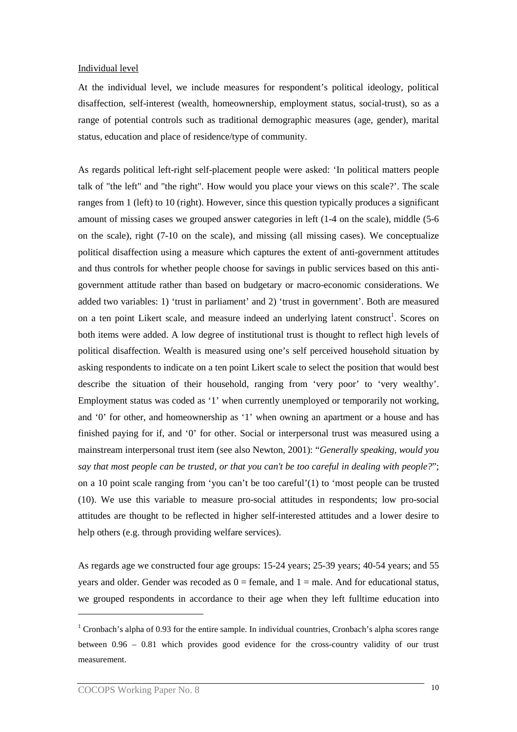Individual level

At the individual level, we include measures for respondent's political ideology, political disaffection, self-interest (wealth, homeownership, employment status, social-trust), so as a range of potential controls such as traditional demographic measures (age, gender), marital status, education and place of residence/type of community.

As regards political left-right self-placement people were asked: 'In political matters people talk of "the left" and "the right". How would you place your views on this scale?'. The scale ranges from 1 (left) to 10 (right). However, since this question typically produces a significant amount of missing cases we grouped answer categories in left (1-4 on the scale), middle (5-6 on the scale), right (7-10 on the scale), and missing (all missing cases). We conceptualize political disaffection using a measure which captures the extent of anti-government attitudes and thus controls for whether people choose for savings in public services based on this anti-government attitude rather than based on budgetary or macro-economic considerations. We added two variables: 1) 'trust in parliament' and 2) 'trust in government'. Both are measured on a ten point Likert scale, and measure indeed an underlying latent construct[1]. Scores on both items were added. A low degree of institutional trust is thought to reflect high levels of political disaffection. Wealth is measured using one's self perceived household situation by asking respondents to indicate on a ten point Likert scale to select the position that would best describe the situation of their household, ranging from 'very poor' to 'very wealthy'. Employment status was coded as '1' when currently unemployed or temporarily not working, and '0' for other, and homeownership as '1' when owning an apartment or a house and has finished paying for if, and '0' for other. Social or interpersonal trust was measured using a mainstream interpersonal trust item (see also Newton, 2001): "*Generally speaking, would you say that most people can be trusted, or that you can't be too careful in dealing with people?*"; on a 10 point scale ranging from 'you can't be too careful'(1) to 'most people can be trusted (10). We use this variable to measure pro-social attitudes in respondents; low pro-social attitudes are thought to be reflected in higher self-interested attitudes and a lower desire to help others (e.g. through providing welfare services).

As regards age we constructed four age groups: 15-24 years; 25-39 years; 40-54 years; and 55 years and older. Gender was recoded as 0 = female, and 1 = male. And for educational status, we grouped respondents in accordance to their age when they left fulltime education into

---

[1] Cronbach's alpha of 0.93 for the entire sample. In individual countries, Cronbach's alpha scores range between 0.96 – 0.81 which provides good evidence for the cross-country validity of our trust measurement.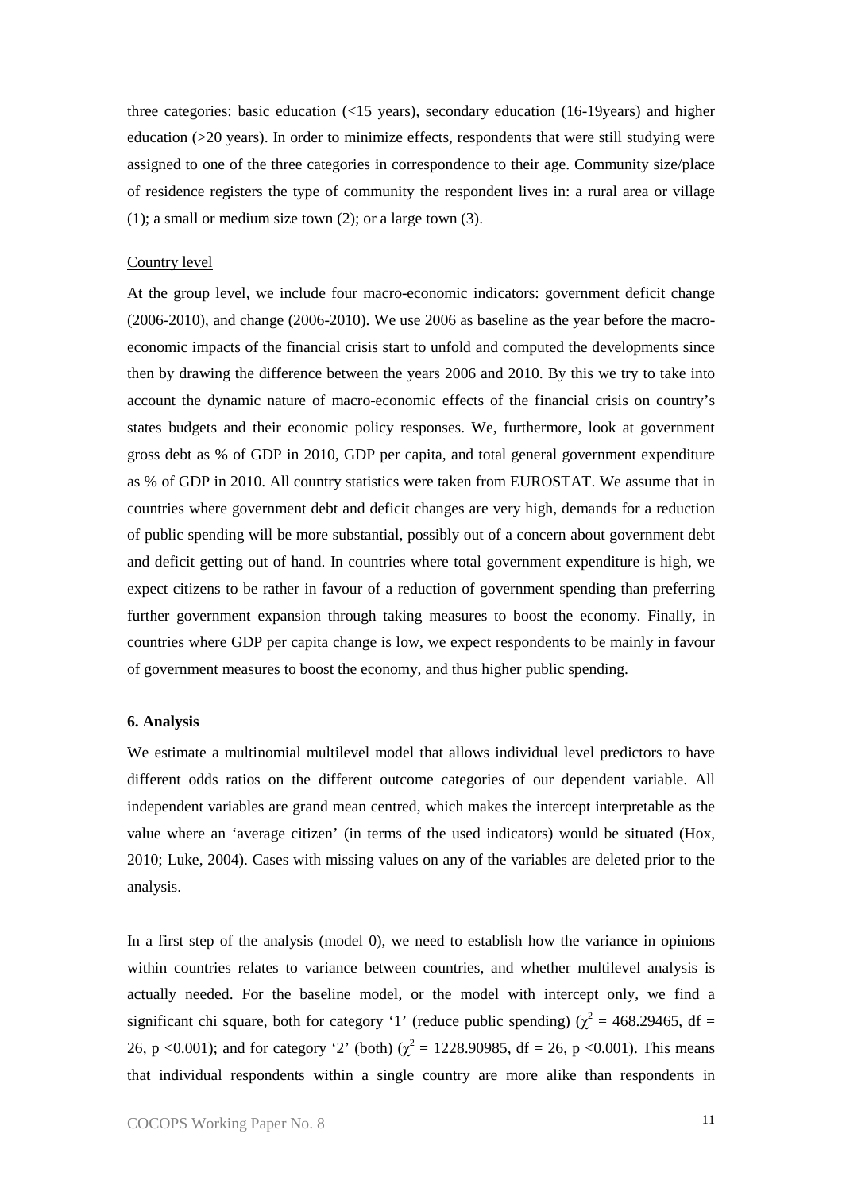three categories: basic education (<15 years), secondary education (16-19years) and higher education (>20 years). In order to minimize effects, respondents that were still studying were assigned to one of the three categories in correspondence to their age. Community size/place of residence registers the type of community the respondent lives in: a rural area or village (1); a small or medium size town (2); or a large town (3).

Country level

At the group level, we include four macro-economic indicators: government deficit change (2006-2010), and change (2006-2010). We use 2006 as baseline as the year before the macro-economic impacts of the financial crisis start to unfold and computed the developments since then by drawing the difference between the years 2006 and 2010. By this we try to take into account the dynamic nature of macro-economic effects of the financial crisis on country's states budgets and their economic policy responses. We, furthermore, look at government gross debt as % of GDP in 2010, GDP per capita, and total general government expenditure as % of GDP in 2010. All country statistics were taken from EUROSTAT. We assume that in countries where government debt and deficit changes are very high, demands for a reduction of public spending will be more substantial, possibly out of a concern about government debt and deficit getting out of hand. In countries where total government expenditure is high, we expect citizens to be rather in favour of a reduction of government spending than preferring further government expansion through taking measures to boost the economy. Finally, in countries where GDP per capita change is low, we expect respondents to be mainly in favour of government measures to boost the economy, and thus higher public spending.

**6. Analysis**

We estimate a multinomial multilevel model that allows individual level predictors to have different odds ratios on the different outcome categories of our dependent variable. All independent variables are grand mean centred, which makes the intercept interpretable as the value where an 'average citizen' (in terms of the used indicators) would be situated (Hox, 2010; Luke, 2004). Cases with missing values on any of the variables are deleted prior to the analysis.

In a first step of the analysis (model 0), we need to establish how the variance in opinions within countries relates to variance between countries, and whether multilevel analysis is actually needed. For the baseline model, or the model with intercept only, we find a significant chi square, both for category '1' (reduce public spending) ($\chi^2$ = 468.29465, df = 26, p <0.001); and for category '2' (both) ($\chi^2$ = 1228.90985, df = 26, p <0.001). This means that individual respondents within a single country are more alike than respondents in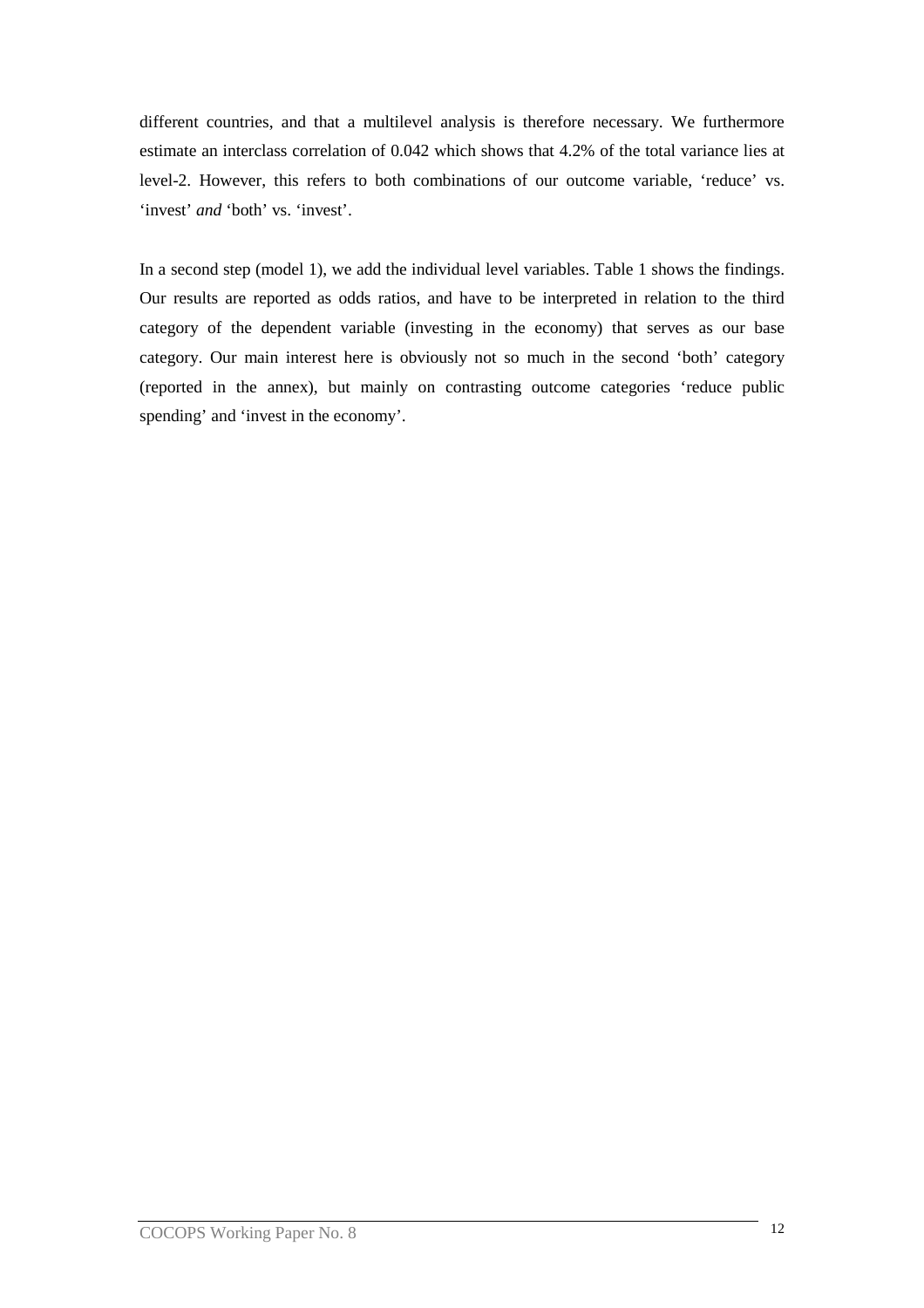different countries, and that a multilevel analysis is therefore necessary. We furthermore estimate an interclass correlation of 0.042 which shows that 4.2% of the total variance lies at level-2. However, this refers to both combinations of our outcome variable, 'reduce' vs. 'invest' *and* 'both' vs. 'invest'.

In a second step (model 1), we add the individual level variables. Table 1 shows the findings. Our results are reported as odds ratios, and have to be interpreted in relation to the third category of the dependent variable (investing in the economy) that serves as our base category. Our main interest here is obviously not so much in the second 'both' category (reported in the annex), but mainly on contrasting outcome categories 'reduce public spending' and 'invest in the economy'.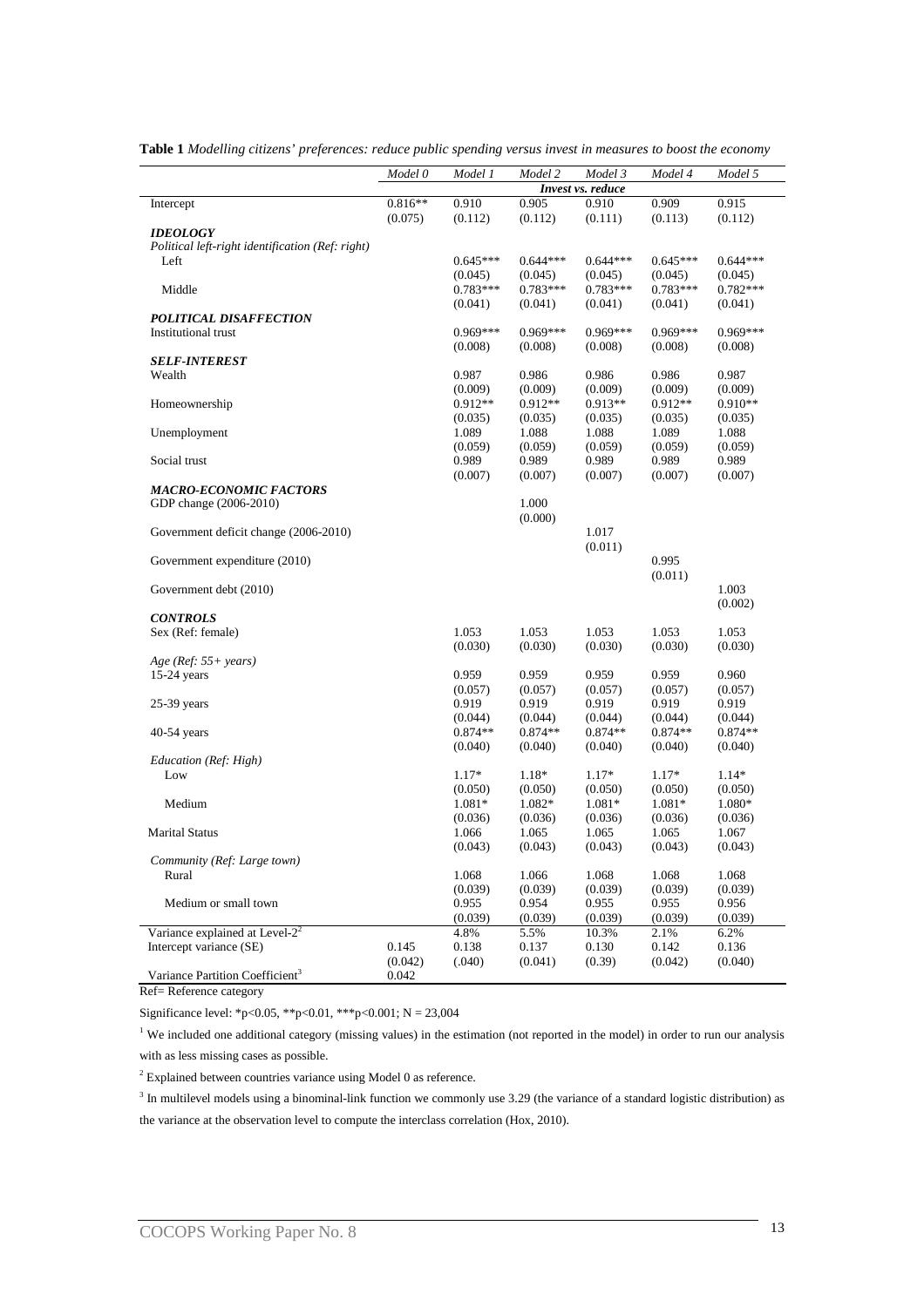**Table 1** *Modelling citizens' preferences: reduce public spending versus invest in measures to boost the economy*

| | *Model 0* | *Model 1* | *Model 2* | *Model 3* | *Model 4* | *Model 5* |
|---|---|---|---|---|---|---|
| | *Invest vs. reduce* | | | | | |
| Intercept | 0.816** | 0.910 | 0.905 | 0.910 | 0.909 | 0.915 |
| | (0.075) | (0.112) | (0.112) | (0.111) | (0.113) | (0.112) |
| ***IDEOLOGY*** | | | | | | |
| *Political left-right identification (Ref: right)* | | | | | | |
| Left | | 0.645*** | 0.644*** | 0.644*** | 0.645*** | 0.644*** |
| | | (0.045) | (0.045) | (0.045) | (0.045) | (0.045) |
| Middle | | 0.783*** | 0.783*** | 0.783*** | 0.783*** | 0.782*** |
| | | (0.041) | (0.041) | (0.041) | (0.041) | (0.041) |
| ***POLITICAL DISAFFECTION*** | | | | | | |
| Institutional trust | | 0.969*** | 0.969*** | 0.969*** | 0.969*** | 0.969*** |
| | | (0.008) | (0.008) | (0.008) | (0.008) | (0.008) |
| ***SELF-INTEREST*** | | | | | | |
| Wealth | | 0.987 | 0.986 | 0.986 | 0.986 | 0.987 |
| | | (0.009) | (0.009) | (0.009) | (0.009) | (0.009) |
| Homeownership | | 0.912** | 0.912** | 0.913** | 0.912** | 0.910** |
| | | (0.035) | (0.035) | (0.035) | (0.035) | (0.035) |
| Unemployment | | 1.089 | 1.088 | 1.088 | 1.089 | 1.088 |
| | | (0.059) | (0.059) | (0.059) | (0.059) | (0.059) |
| Social trust | | 0.989 | 0.989 | 0.989 | 0.989 | 0.989 |
| | | (0.007) | (0.007) | (0.007) | (0.007) | (0.007) |
| ***MACRO-ECONOMIC FACTORS*** | | | | | | |
| GDP change (2006-2010) | | | 1.000 | | | |
| | | | (0.000) | | | |
| Government deficit change (2006-2010) | | | | 1.017 | | |
| | | | | (0.011) | | |
| Government expenditure (2010) | | | | | 0.995 | |
| | | | | | (0.011) | |
| Government debt (2010) | | | | | | 1.003 |
| | | | | | | (0.002) |
| ***CONTROLS*** | | | | | | |
| Sex (Ref: female) | | 1.053 | 1.053 | 1.053 | 1.053 | 1.053 |
| | | (0.030) | (0.030) | (0.030) | (0.030) | (0.030) |
| *Age (Ref: 55+ years)* | | | | | | |
| 15-24 years | | 0.959 | 0.959 | 0.959 | 0.959 | 0.960 |
| | | (0.057) | (0.057) | (0.057) | (0.057) | (0.057) |
| 25-39 years | | 0.919 | 0.919 | 0.919 | 0.919 | 0.919 |
| | | (0.044) | (0.044) | (0.044) | (0.044) | (0.044) |
| 40-54 years | | 0.874** | 0.874** | 0.874** | 0.874** | 0.874** |
| | | (0.040) | (0.040) | (0.040) | (0.040) | (0.040) |
| *Education (Ref: High)* | | | | | | |
| Low | | 1.17* | 1.18* | 1.17* | 1.17* | 1.14* |
| | | (0.050) | (0.050) | (0.050) | (0.050) | (0.050) |
| Medium | | 1.081* | 1.082* | 1.081* | 1.081* | 1.080* |
| | | (0.036) | (0.036) | (0.036) | (0.036) | (0.036) |
| Marital Status | | 1.066 | 1.065 | 1.065 | 1.065 | 1.067 |
| | | (0.043) | (0.043) | (0.043) | (0.043) | (0.043) |
| *Community (Ref: Large town)* | | | | | | |
| Rural | | 1.068 | 1.066 | 1.068 | 1.068 | 1.068 |
| | | (0.039) | (0.039) | (0.039) | (0.039) | (0.039) |
| Medium or small town | | 0.955 | 0.954 | 0.955 | 0.955 | 0.956 |
| | | (0.039) | (0.039) | (0.039) | (0.039) | (0.039) |
| Variance explained at Level-2[2] | | 4.8% | 5.5% | 10.3% | 2.1% | 6.2% |
| Intercept variance (SE) | 0.145 | 0.138 | 0.137 | 0.130 | 0.142 | 0.136 |
| | (0.042) | (.040) | (0.041) | (0.39) | (0.042) | (0.040) |
| Variance Partition Coefficient[3] | 0.042 | | | | | |

Ref= Reference category

Significance level: *p<0.05, **p<0.01, ***p<0.001; N = 23,004

[1] We included one additional category (missing values) in the estimation (not reported in the model) in order to run our analysis with as less missing cases as possible.

[2] Explained between countries variance using Model 0 as reference.

[3] In multilevel models using a binominal-link function we commonly use 3.29 (the variance of a standard logistic distribution) as the variance at the observation level to compute the interclass correlation (Hox, 2010).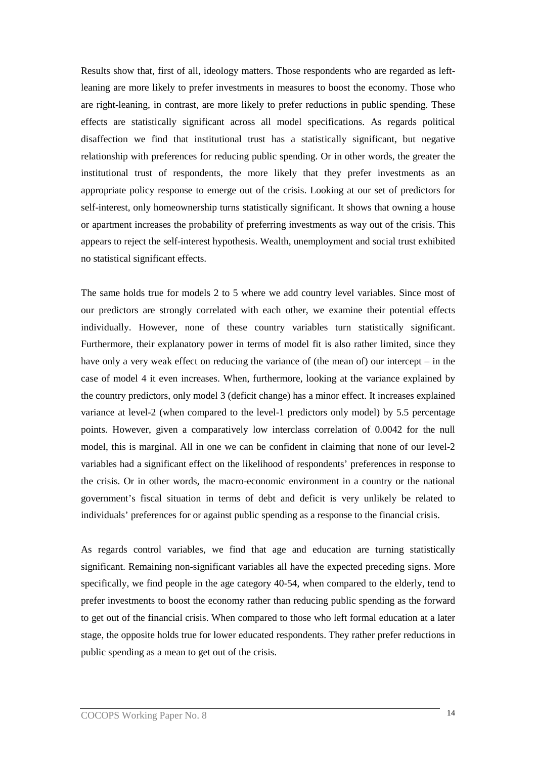Results show that, first of all, ideology matters. Those respondents who are regarded as left-leaning are more likely to prefer investments in measures to boost the economy. Those who are right-leaning, in contrast, are more likely to prefer reductions in public spending. These effects are statistically significant across all model specifications. As regards political disaffection we find that institutional trust has a statistically significant, but negative relationship with preferences for reducing public spending. Or in other words, the greater the institutional trust of respondents, the more likely that they prefer investments as an appropriate policy response to emerge out of the crisis. Looking at our set of predictors for self-interest, only homeownership turns statistically significant. It shows that owning a house or apartment increases the probability of preferring investments as way out of the crisis. This appears to reject the self-interest hypothesis. Wealth, unemployment and social trust exhibited no statistical significant effects.

The same holds true for models 2 to 5 where we add country level variables. Since most of our predictors are strongly correlated with each other, we examine their potential effects individually. However, none of these country variables turn statistically significant. Furthermore, their explanatory power in terms of model fit is also rather limited, since they have only a very weak effect on reducing the variance of (the mean of) our intercept – in the case of model 4 it even increases. When, furthermore, looking at the variance explained by the country predictors, only model 3 (deficit change) has a minor effect. It increases explained variance at level-2 (when compared to the level-1 predictors only model) by 5.5 percentage points. However, given a comparatively low interclass correlation of 0.0042 for the null model, this is marginal. All in one we can be confident in claiming that none of our level-2 variables had a significant effect on the likelihood of respondents' preferences in response to the crisis. Or in other words, the macro-economic environment in a country or the national government's fiscal situation in terms of debt and deficit is very unlikely be related to individuals' preferences for or against public spending as a response to the financial crisis.

As regards control variables, we find that age and education are turning statistically significant. Remaining non-significant variables all have the expected preceding signs. More specifically, we find people in the age category 40-54, when compared to the elderly, tend to prefer investments to boost the economy rather than reducing public spending as the forward to get out of the financial crisis. When compared to those who left formal education at a later stage, the opposite holds true for lower educated respondents. They rather prefer reductions in public spending as a mean to get out of the crisis.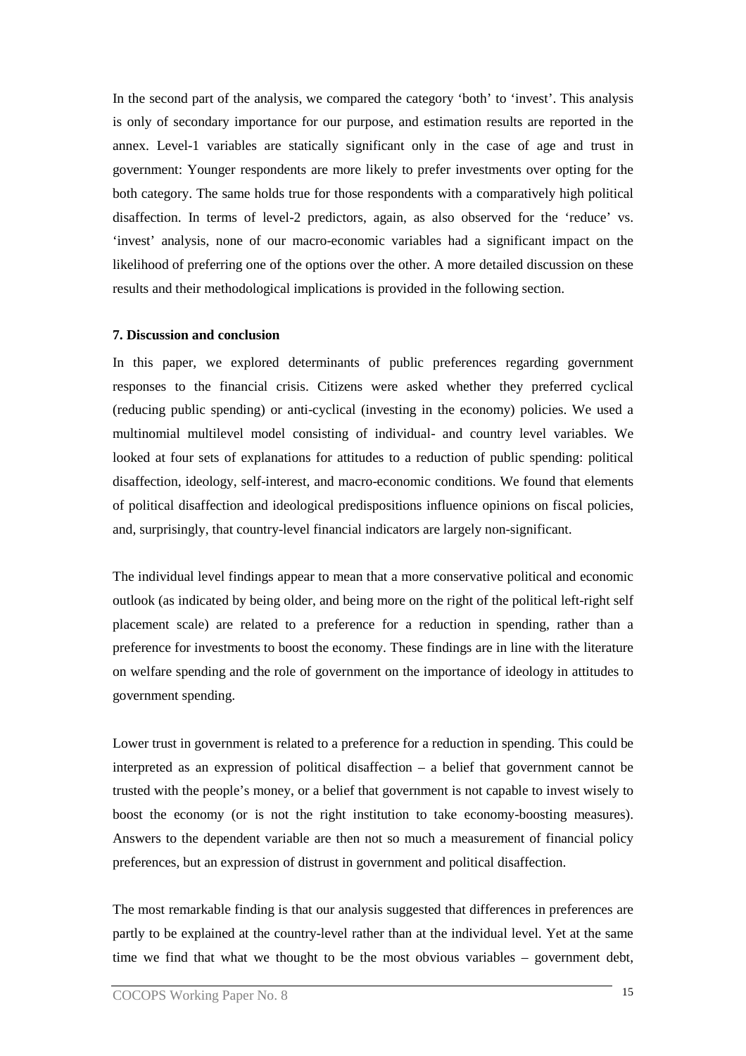In the second part of the analysis, we compared the category 'both' to 'invest'. This analysis is only of secondary importance for our purpose, and estimation results are reported in the annex. Level-1 variables are statically significant only in the case of age and trust in government: Younger respondents are more likely to prefer investments over opting for the both category. The same holds true for those respondents with a comparatively high political disaffection. In terms of level-2 predictors, again, as also observed for the 'reduce' vs. 'invest' analysis, none of our macro-economic variables had a significant impact on the likelihood of preferring one of the options over the other. A more detailed discussion on these results and their methodological implications is provided in the following section.

**7. Discussion and conclusion**

In this paper, we explored determinants of public preferences regarding government responses to the financial crisis. Citizens were asked whether they preferred cyclical (reducing public spending) or anti-cyclical (investing in the economy) policies. We used a multinomial multilevel model consisting of individual- and country level variables. We looked at four sets of explanations for attitudes to a reduction of public spending: political disaffection, ideology, self-interest, and macro-economic conditions. We found that elements of political disaffection and ideological predispositions influence opinions on fiscal policies, and, surprisingly, that country-level financial indicators are largely non-significant.

The individual level findings appear to mean that a more conservative political and economic outlook (as indicated by being older, and being more on the right of the political left-right self placement scale) are related to a preference for a reduction in spending, rather than a preference for investments to boost the economy. These findings are in line with the literature on welfare spending and the role of government on the importance of ideology in attitudes to government spending.

Lower trust in government is related to a preference for a reduction in spending. This could be interpreted as an expression of political disaffection – a belief that government cannot be trusted with the people's money, or a belief that government is not capable to invest wisely to boost the economy (or is not the right institution to take economy-boosting measures). Answers to the dependent variable are then not so much a measurement of financial policy preferences, but an expression of distrust in government and political disaffection.

The most remarkable finding is that our analysis suggested that differences in preferences are partly to be explained at the country-level rather than at the individual level. Yet at the same time we find that what we thought to be the most obvious variables – government debt,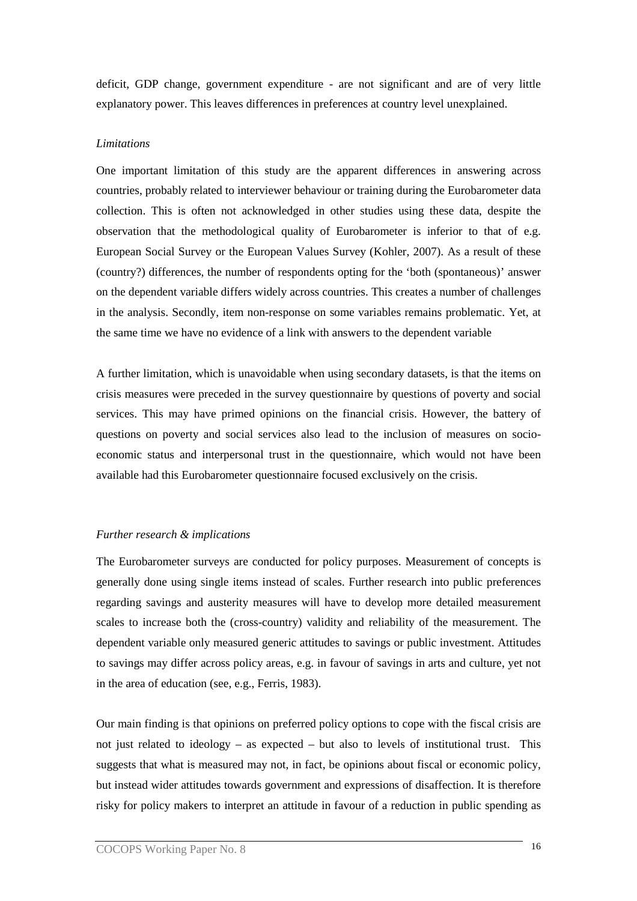deficit, GDP change, government expenditure - are not significant and are of very little explanatory power. This leaves differences in preferences at country level unexplained.

*Limitations*

One important limitation of this study are the apparent differences in answering across countries, probably related to interviewer behaviour or training during the Eurobarometer data collection. This is often not acknowledged in other studies using these data, despite the observation that the methodological quality of Eurobarometer is inferior to that of e.g. European Social Survey or the European Values Survey (Kohler, 2007). As a result of these (country?) differences, the number of respondents opting for the 'both (spontaneous)' answer on the dependent variable differs widely across countries. This creates a number of challenges in the analysis. Secondly, item non-response on some variables remains problematic. Yet, at the same time we have no evidence of a link with answers to the dependent variable

A further limitation, which is unavoidable when using secondary datasets, is that the items on crisis measures were preceded in the survey questionnaire by questions of poverty and social services. This may have primed opinions on the financial crisis. However, the battery of questions on poverty and social services also lead to the inclusion of measures on socio-economic status and interpersonal trust in the questionnaire, which would not have been available had this Eurobarometer questionnaire focused exclusively on the crisis.

*Further research & implications*

The Eurobarometer surveys are conducted for policy purposes. Measurement of concepts is generally done using single items instead of scales. Further research into public preferences regarding savings and austerity measures will have to develop more detailed measurement scales to increase both the (cross-country) validity and reliability of the measurement. The dependent variable only measured generic attitudes to savings or public investment. Attitudes to savings may differ across policy areas, e.g. in favour of savings in arts and culture, yet not in the area of education (see, e.g., Ferris, 1983).

Our main finding is that opinions on preferred policy options to cope with the fiscal crisis are not just related to ideology – as expected – but also to levels of institutional trust. This suggests that what is measured may not, in fact, be opinions about fiscal or economic policy, but instead wider attitudes towards government and expressions of disaffection. It is therefore risky for policy makers to interpret an attitude in favour of a reduction in public spending as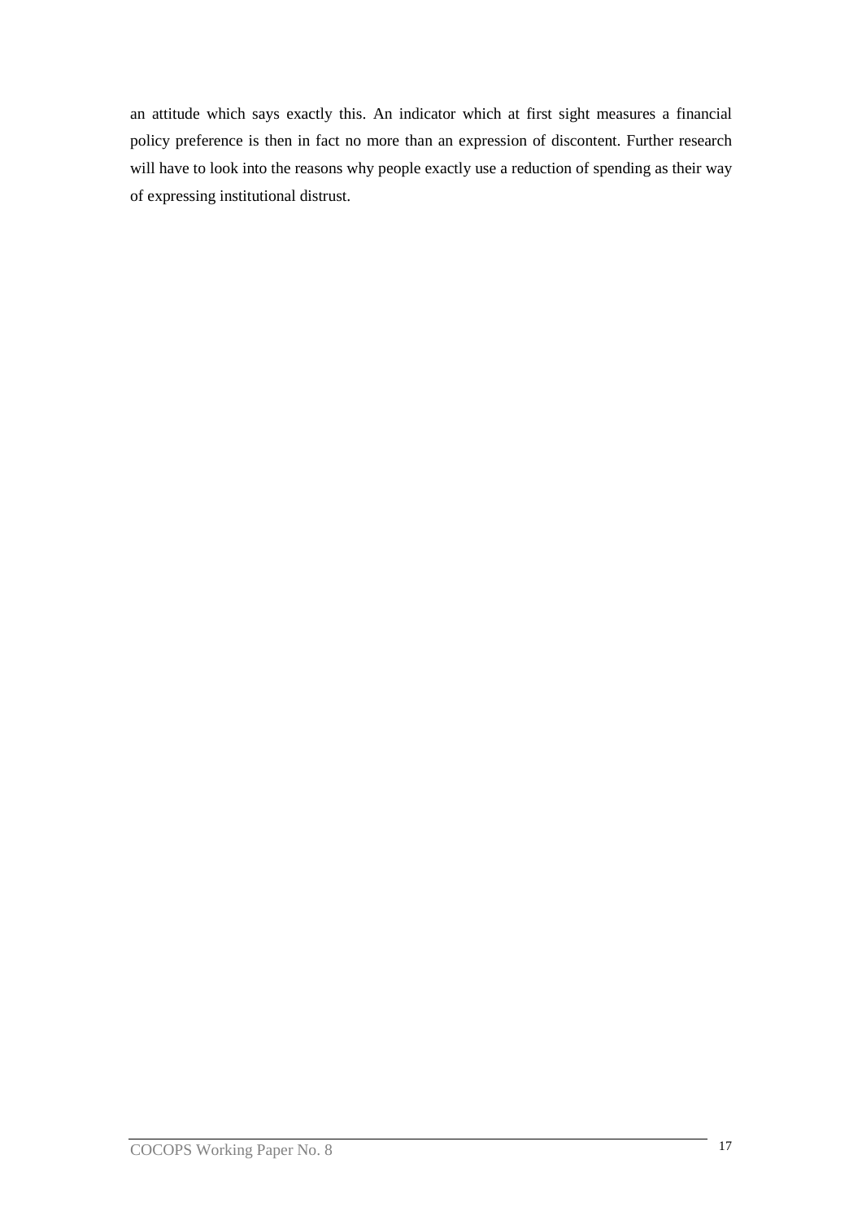an attitude which says exactly this. An indicator which at first sight measures a financial policy preference is then in fact no more than an expression of discontent. Further research will have to look into the reasons why people exactly use a reduction of spending as their way of expressing institutional distrust.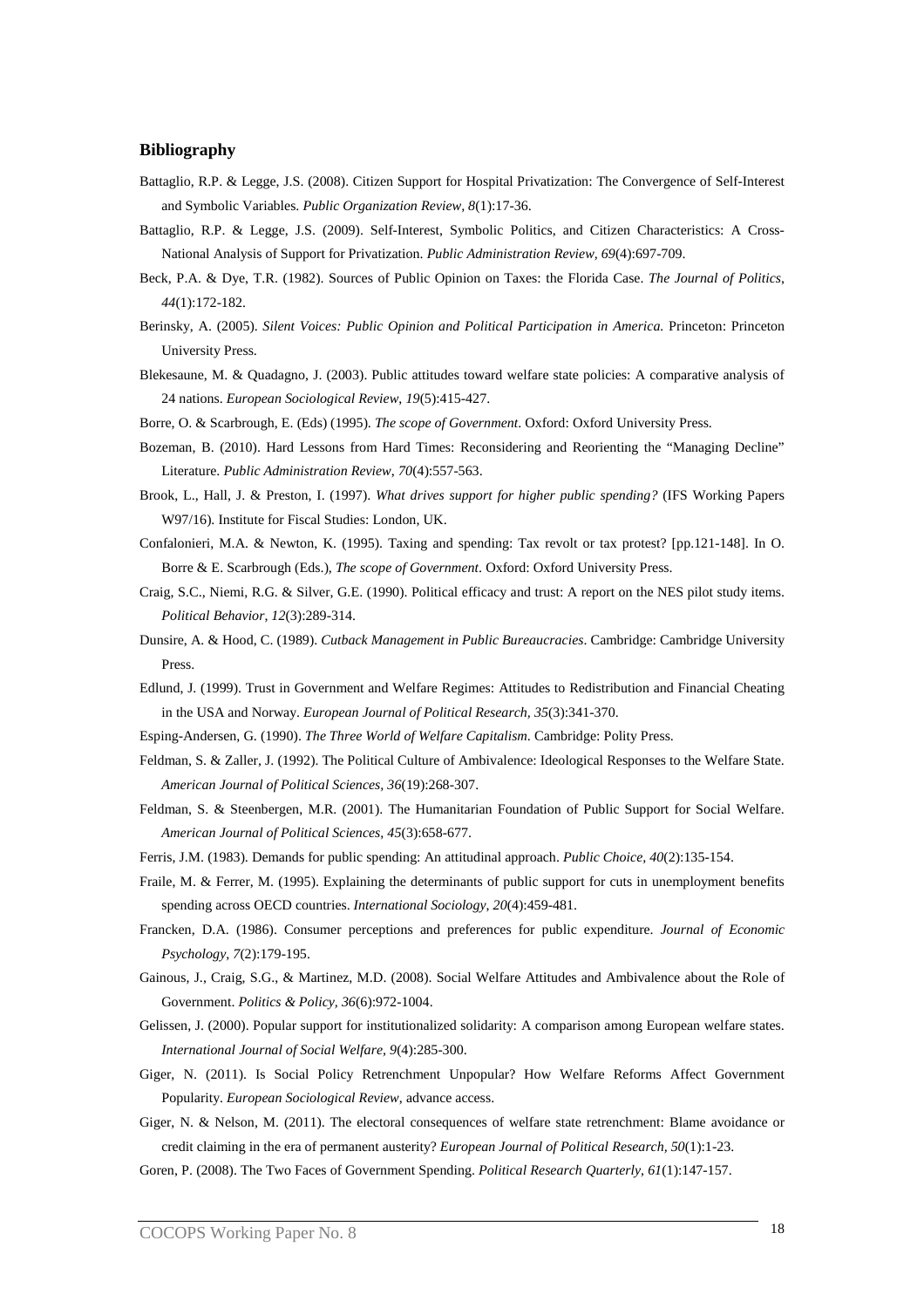## Bibliography

Battaglio, R.P. & Legge, J.S. (2008). Citizen Support for Hospital Privatization: The Convergence of Self-Interest and Symbolic Variables. *Public Organization Review*, *8*(1):17-36.

Battaglio, R.P. & Legge, J.S. (2009). Self-Interest, Symbolic Politics, and Citizen Characteristics: A Cross-National Analysis of Support for Privatization. *Public Administration Review, 69*(4):697-709.

Beck, P.A. & Dye, T.R. (1982). Sources of Public Opinion on Taxes: the Florida Case. *The Journal of Politics*, *44*(1):172-182.

Berinsky, A. (2005). *Silent Voices: Public Opinion and Political Participation in America.* Princeton: Princeton University Press.

Blekesaune, M. & Quadagno, J. (2003). Public attitudes toward welfare state policies: A comparative analysis of 24 nations. *European Sociological Review*, *19*(5):415-427.

Borre, O. & Scarbrough, E. (Eds) (1995). *The scope of Government*. Oxford: Oxford University Press.

Bozeman, B. (2010). Hard Lessons from Hard Times: Reconsidering and Reorienting the "Managing Decline" Literature. *Public Administration Review*, *70*(4):557-563.

Brook, L., Hall, J. & Preston, I. (1997). *What drives support for higher public spending?* (IFS Working Papers W97/16). Institute for Fiscal Studies: London, UK.

Confalonieri, M.A. & Newton, K. (1995). Taxing and spending: Tax revolt or tax protest? [pp.121-148]. In O. Borre & E. Scarbrough (Eds.), *The scope of Government*. Oxford: Oxford University Press.

Craig, S.C., Niemi, R.G. & Silver, G.E. (1990). Political efficacy and trust: A report on the NES pilot study items. *Political Behavior*, *12*(3):289-314.

Dunsire, A. & Hood, C. (1989). *Cutback Management in Public Bureaucracies*. Cambridge: Cambridge University Press.

Edlund, J. (1999). Trust in Government and Welfare Regimes: Attitudes to Redistribution and Financial Cheating in the USA and Norway. *European Journal of Political Research, 35*(3):341-370.

Esping-Andersen, G. (1990). *The Three World of Welfare Capitalism*. Cambridge: Polity Press.

Feldman, S. & Zaller, J. (1992). The Political Culture of Ambivalence: Ideological Responses to the Welfare State. *American Journal of Political Sciences*, *36*(19):268-307.

Feldman, S. & Steenbergen, M.R. (2001). The Humanitarian Foundation of Public Support for Social Welfare. *American Journal of Political Sciences*, *45*(3):658-677.

Ferris, J.M. (1983). Demands for public spending: An attitudinal approach. *Public Choice*, *40*(2):135-154.

Fraile, M. & Ferrer, M. (1995). Explaining the determinants of public support for cuts in unemployment benefits spending across OECD countries. *International Sociology*, *20*(4):459-481.

Francken, D.A. (1986). Consumer perceptions and preferences for public expenditure. *Journal of Economic Psychology*, *7*(2):179-195.

Gainous, J., Craig, S.G., & Martinez, M.D. (2008). Social Welfare Attitudes and Ambivalence about the Role of Government. *Politics & Policy, 36*(6):972-1004.

Gelissen, J. (2000). Popular support for institutionalized solidarity: A comparison among European welfare states. *International Journal of Social Welfare*, *9*(4):285-300.

Giger, N. (2011). Is Social Policy Retrenchment Unpopular? How Welfare Reforms Affect Government Popularity. *European Sociological Review*, advance access.

Giger, N. & Nelson, M. (2011). The electoral consequences of welfare state retrenchment: Blame avoidance or credit claiming in the era of permanent austerity? *European Journal of Political Research, 50*(1):1-23.

Goren, P. (2008). The Two Faces of Government Spending. *Political Research Quarterly*, *61*(1):147-157.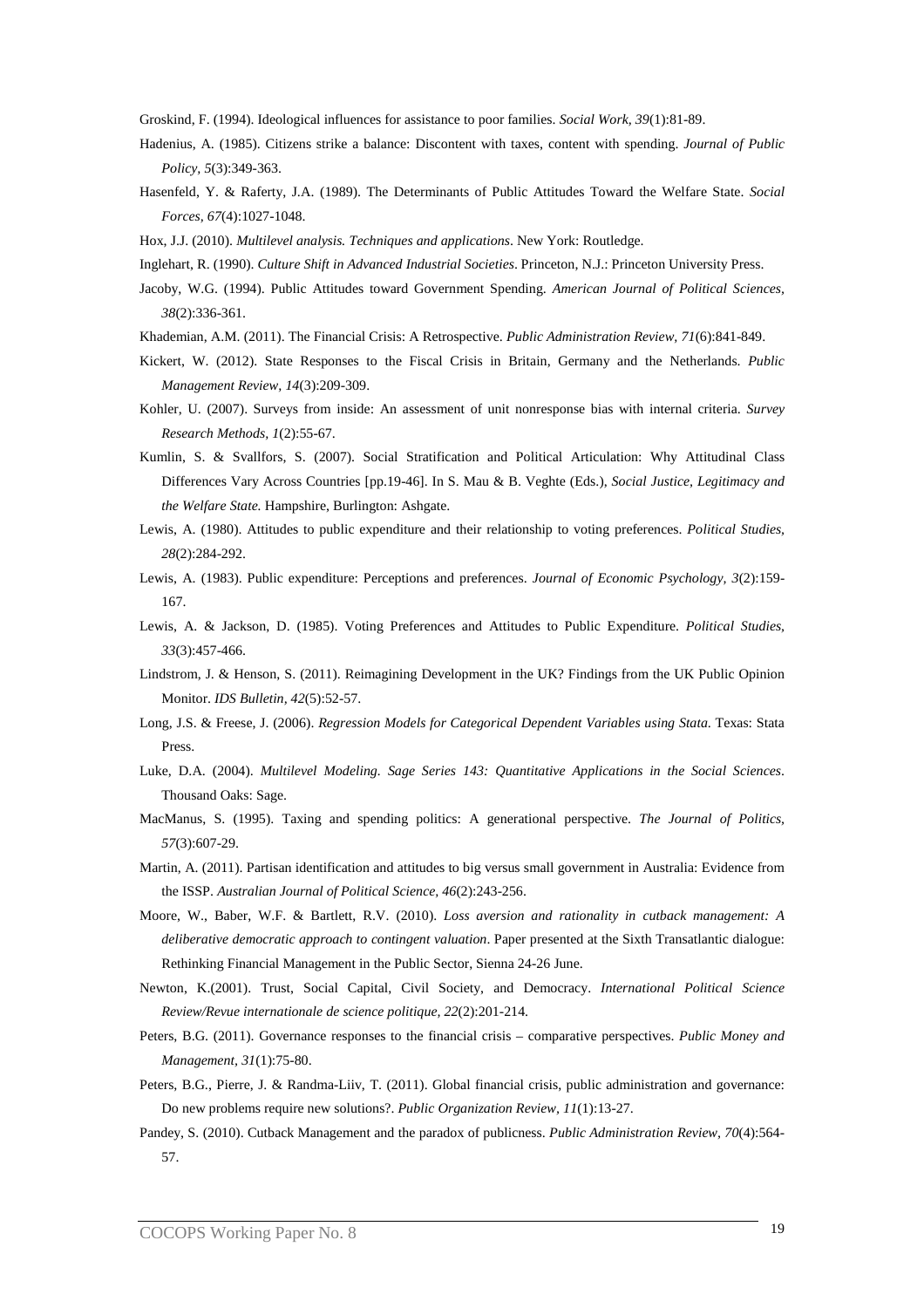Groskind, F. (1994). Ideological influences for assistance to poor families. *Social Work, 39*(1):81-89.

Hadenius, A. (1985). Citizens strike a balance: Discontent with taxes, content with spending. *Journal of Public Policy, 5*(3):349-363.

Hasenfeld, Y. & Raferty, J.A. (1989). The Determinants of Public Attitudes Toward the Welfare State. *Social Forces, 67*(4):1027-1048.

Hox, J.J. (2010). *Multilevel analysis. Techniques and applications*. New York: Routledge.

Inglehart, R. (1990). *Culture Shift in Advanced Industrial Societies*. Princeton, N.J.: Princeton University Press.

Jacoby, W.G. (1994). Public Attitudes toward Government Spending. *American Journal of Political Sciences, 38*(2):336-361.

Khademian, A.M. (2011). The Financial Crisis: A Retrospective. *Public Administration Review, 71*(6):841-849.

Kickert, W. (2012). State Responses to the Fiscal Crisis in Britain, Germany and the Netherlands. *Public Management Review, 14*(3):209-309.

Kohler, U. (2007). Surveys from inside: An assessment of unit nonresponse bias with internal criteria. *Survey Research Methods, 1*(2):55-67.

Kumlin, S. & Svallfors, S. (2007). Social Stratification and Political Articulation: Why Attitudinal Class Differences Vary Across Countries [pp.19-46]. In S. Mau & B. Veghte (Eds.), *Social Justice, Legitimacy and the Welfare State.* Hampshire, Burlington: Ashgate.

Lewis, A. (1980). Attitudes to public expenditure and their relationship to voting preferences. *Political Studies, 28*(2):284-292.

Lewis, A. (1983). Public expenditure: Perceptions and preferences. *Journal of Economic Psychology, 3*(2):159-167.

Lewis, A. & Jackson, D. (1985). Voting Preferences and Attitudes to Public Expenditure. *Political Studies, 33*(3):457-466.

Lindstrom, J. & Henson, S. (2011). Reimagining Development in the UK? Findings from the UK Public Opinion Monitor. *IDS Bulletin, 42*(5):52-57.

Long, J.S. & Freese, J. (2006). *Regression Models for Categorical Dependent Variables using Stata*. Texas: Stata Press.

Luke, D.A. (2004). *Multilevel Modeling. Sage Series 143: Quantitative Applications in the Social Sciences*. Thousand Oaks: Sage.

MacManus, S. (1995). Taxing and spending politics: A generational perspective. *The Journal of Politics, 57*(3):607-29.

Martin, A. (2011). Partisan identification and attitudes to big versus small government in Australia: Evidence from the ISSP. *Australian Journal of Political Science, 46*(2):243-256.

Moore, W., Baber, W.F. & Bartlett, R.V. (2010). *Loss aversion and rationality in cutback management: A deliberative democratic approach to contingent valuation*. Paper presented at the Sixth Transatlantic dialogue: Rethinking Financial Management in the Public Sector, Sienna 24-26 June.

Newton, K.(2001). Trust, Social Capital, Civil Society, and Democracy. *International Political Science Review/Revue internationale de science politique, 22*(2):201-214.

Peters, B.G. (2011). Governance responses to the financial crisis – comparative perspectives. *Public Money and Management, 31*(1):75-80.

Peters, B.G., Pierre, J. & Randma-Liiv, T. (2011). Global financial crisis, public administration and governance: Do new problems require new solutions?. *Public Organization Review, 11*(1):13-27.

Pandey, S. (2010). Cutback Management and the paradox of publicness. *Public Administration Review, 70*(4):564-57.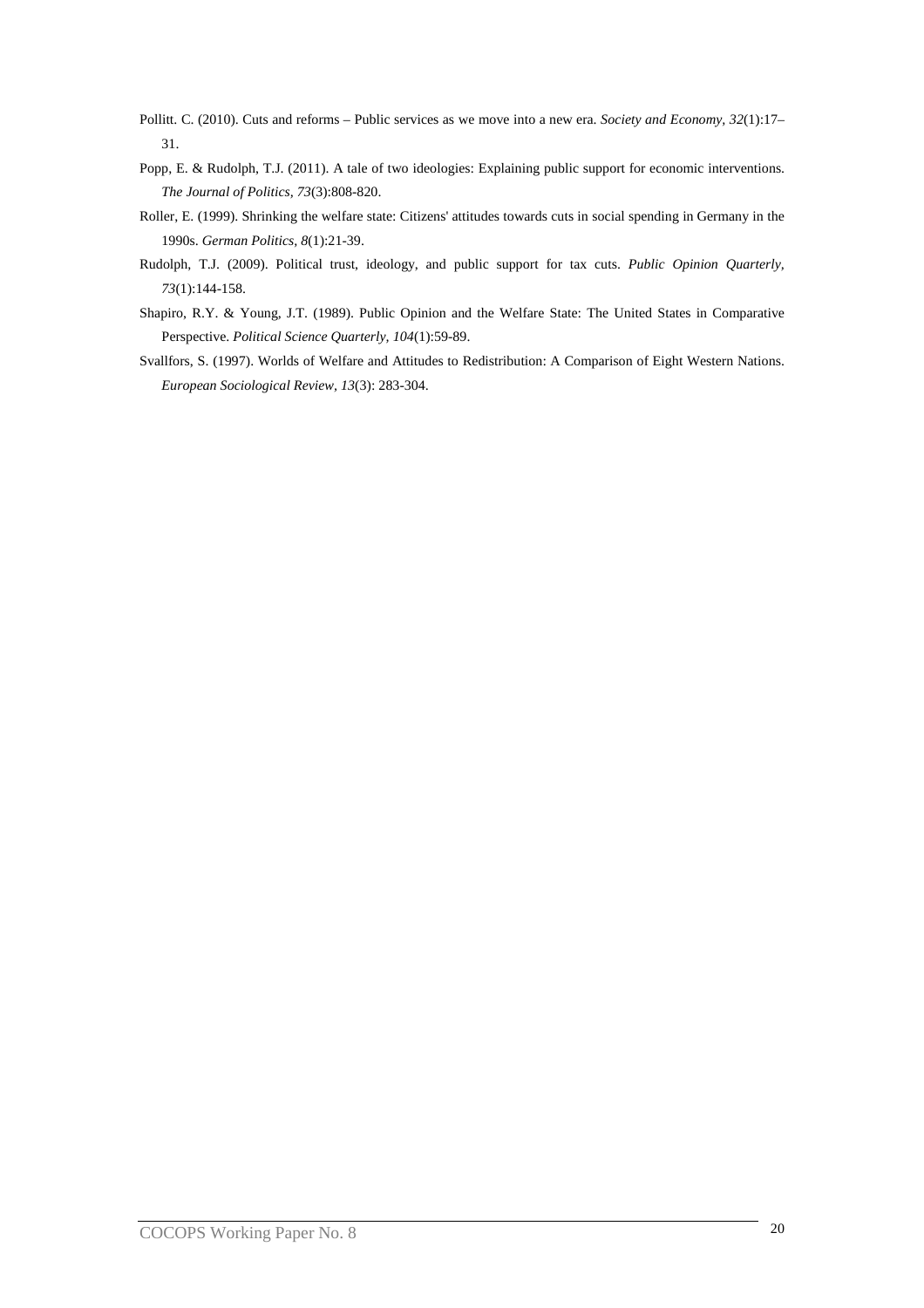Pollitt. C. (2010). Cuts and reforms – Public services as we move into a new era. *Society and Economy, 32*(1):17–31.

Popp, E. & Rudolph, T.J. (2011). A tale of two ideologies: Explaining public support for economic interventions. *The Journal of Politics, 73*(3):808-820.

Roller, E. (1999). Shrinking the welfare state: Citizens' attitudes towards cuts in social spending in Germany in the 1990s. *German Politics, 8*(1):21-39.

Rudolph, T.J. (2009). Political trust, ideology, and public support for tax cuts. *Public Opinion Quarterly, 73*(1):144-158.

Shapiro, R.Y. & Young, J.T. (1989). Public Opinion and the Welfare State: The United States in Comparative Perspective. *Political Science Quarterly, 104*(1):59-89.

Svallfors, S. (1997). Worlds of Welfare and Attitudes to Redistribution: A Comparison of Eight Western Nations. *European Sociological Review, 13*(3): 283-304.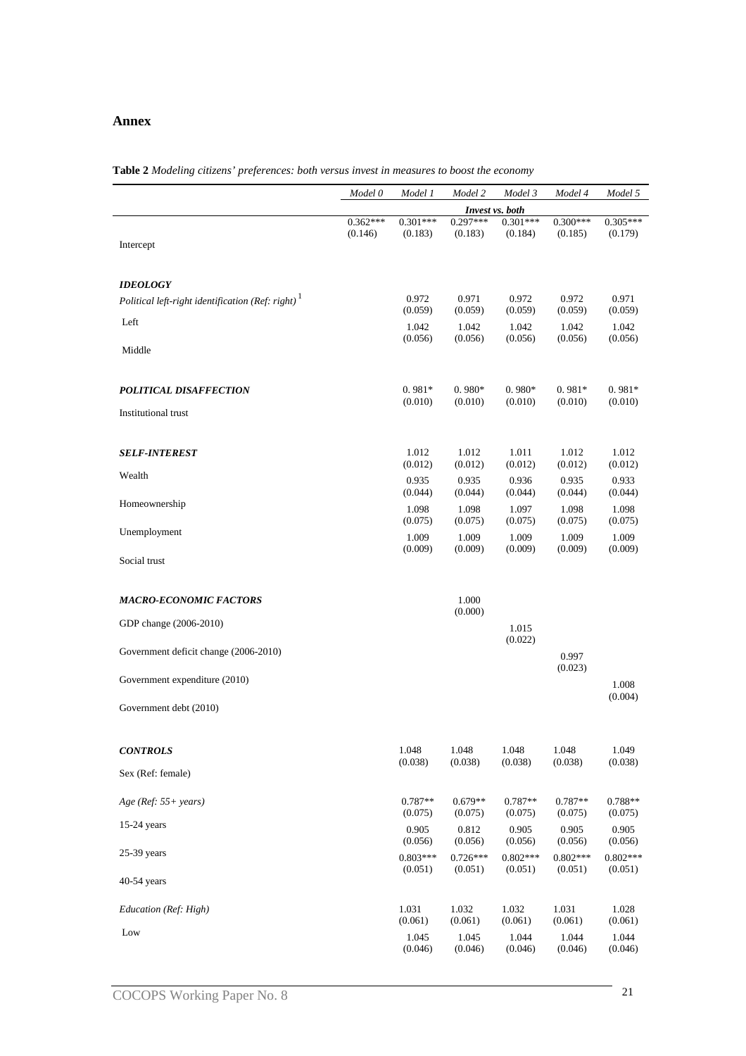## Annex

**Table 2** *Modeling citizens' preferences: both versus invest in measures to boost the economy*

| | *Model 0* | *Model 1* | *Model 2* | *Model 3* | *Model 4* | *Model 5* |
|---|---|---|---|---|---|---|
| | ***Invest vs. both*** | | | | | |
| Intercept | 0.362*** (0.146) | 0.301*** (0.183) | 0.297*** (0.183) | 0.301*** (0.184) | 0.300*** (0.185) | 0.305*** (0.179) |
| ***IDEOLOGY*** | | | | | | |
| *Political left-right identification (Ref: right)* [1] | | | | | | |
| Left | | 0.972 (0.059) | 0.971 (0.059) | 0.972 (0.059) | 0.972 (0.059) | 0.971 (0.059) |
| Middle | | 1.042 (0.056) | 1.042 (0.056) | 1.042 (0.056) | 1.042 (0.056) | 1.042 (0.056) |
| ***POLITICAL DISAFFECTION*** | | | | | | |
| Institutional trust | | 0. 981* (0.010) | 0. 980* (0.010) | 0. 980* (0.010) | 0. 981* (0.010) | 0. 981* (0.010) |
| ***SELF-INTEREST*** | | | | | | |
| Wealth | | 1.012 (0.012) | 1.012 (0.012) | 1.011 (0.012) | 1.012 (0.012) | 1.012 (0.012) |
| Homeownership | | 0.935 (0.044) | 0.935 (0.044) | 0.936 (0.044) | 0.935 (0.044) | 0.933 (0.044) |
| Unemployment | | 1.098 (0.075) | 1.098 (0.075) | 1.097 (0.075) | 1.098 (0.075) | 1.098 (0.075) |
| Social trust | | 1.009 (0.009) | 1.009 (0.009) | 1.009 (0.009) | 1.009 (0.009) | 1.009 (0.009) |
| ***MACRO-ECONOMIC FACTORS*** | | | | | | |
| GDP change (2006-2010) | | | 1.000 (0.000) | | | |
| Government deficit change (2006-2010) | | | | 1.015 (0.022) | | |
| Government expenditure (2010) | | | | | 0.997 (0.023) | |
| Government debt (2010) | | | | | | 1.008 (0.004) |
| ***CONTROLS*** | | | | | | |
| Sex (Ref: female) | | 1.048 (0.038) | 1.048 (0.038) | 1.048 (0.038) | 1.048 (0.038) | 1.049 (0.038) |
| *Age (Ref: 55+ years)* | | | | | | |
| 15-24 years | | 0.787** (0.075) | 0.679** (0.075) | 0.787** (0.075) | 0.787** (0.075) | 0.788** (0.075) |
| 25-39 years | | 0.905 (0.056) | 0.812 (0.056) | 0.905 (0.056) | 0.905 (0.056) | 0.905 (0.056) |
| 40-54 years | | 0.803*** (0.051) | 0.726*** (0.051) | 0.802*** (0.051) | 0.802*** (0.051) | 0.802*** (0.051) |
| *Education (Ref: High)* | | | | | | |
| Low | | 1.031 (0.061) | 1.032 (0.061) | 1.032 (0.061) | 1.031 (0.061) | 1.028 (0.061) |
| | | 1.045 (0.046) | 1.045 (0.046) | 1.044 (0.046) | 1.044 (0.046) | 1.044 (0.046) |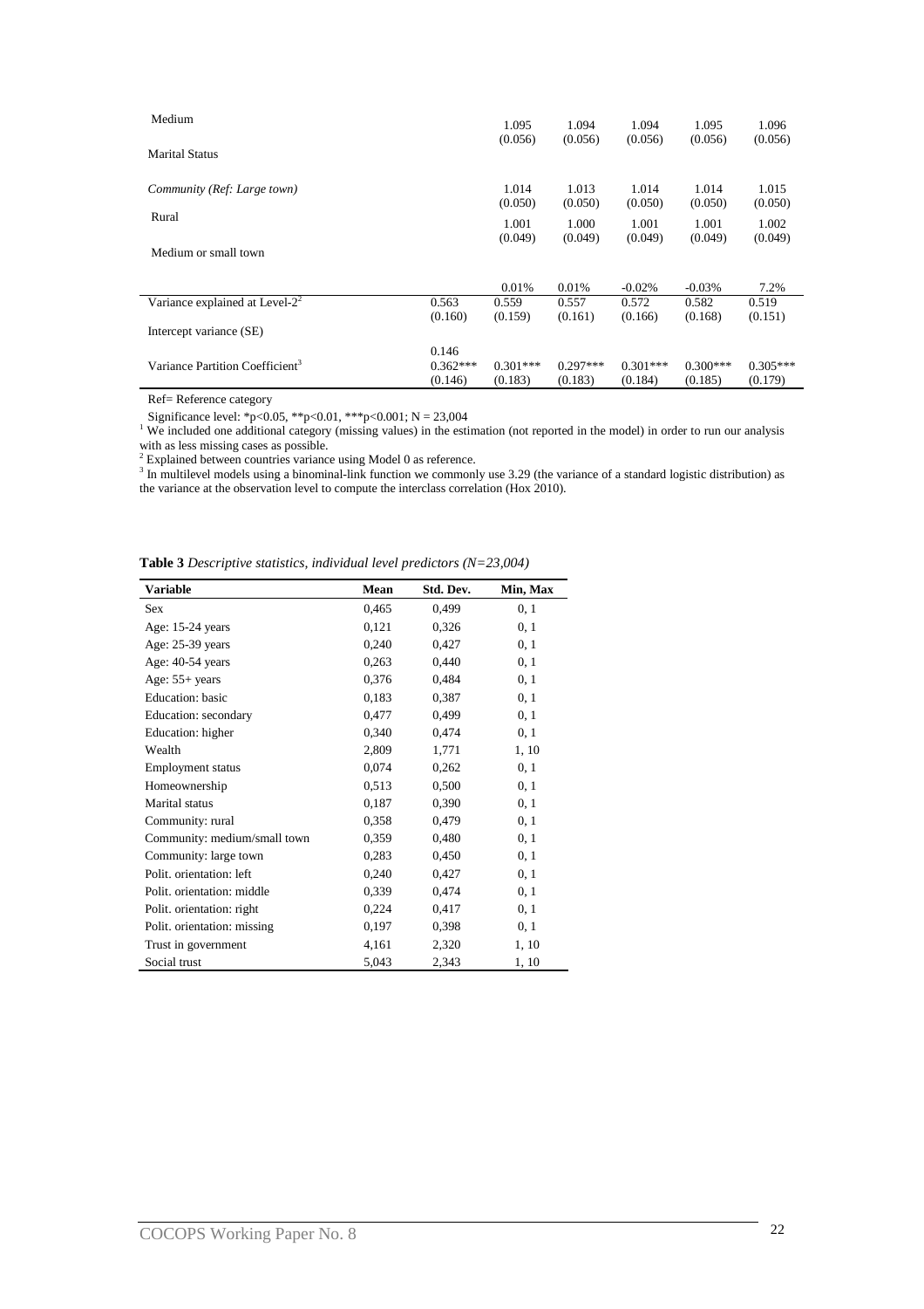| | | | | | | |
|---|---|---|---|---|---|---|
| Medium | | 1.095 (0.056) | 1.094 (0.056) | 1.094 (0.056) | 1.095 (0.056) | 1.096 (0.056) |
| Marital Status | | | | | | |
| *Community (Ref: Large town)* | | 1.014 (0.050) | 1.013 (0.050) | 1.014 (0.050) | 1.014 (0.050) | 1.015 (0.050) |
| Rural | | 1.001 (0.049) | 1.000 (0.049) | 1.001 (0.049) | 1.001 (0.049) | 1.002 (0.049) |
| Medium or small town | | | | | | |
| | | 0.01% | 0.01% | -0.02% | -0.03% | 7.2% |
| Variance explained at Level-2[2] | 0.563 (0.160) | 0.559 (0.159) | 0.557 (0.161) | 0.572 (0.166) | 0.582 (0.168) | 0.519 (0.151) |
| Intercept variance (SE) | | | | | | |
| | 0.146 | | | | | |
| Variance Partition Coefficient[3] | 0.362*** (0.146) | 0.301*** (0.183) | 0.297*** (0.183) | 0.301*** (0.184) | 0.300*** (0.185) | 0.305*** (0.179) |

Ref= Reference category

Significance level: *p<0.05, **p<0.01, ***p<0.001; N = 23,004

[1] We included one additional category (missing values) in the estimation (not reported in the model) in order to run our analysis with as less missing cases as possible.

[2] Explained between countries variance using Model 0 as reference.

[3] In multilevel models using a binominal-link function we commonly use 3.29 (the variance of a standard logistic distribution) as the variance at the observation level to compute the interclass correlation (Hox 2010).

**Table 3** *Descriptive statistics, individual level predictors (N=23,004)*

| Variable | Mean | Std. Dev. | Min, Max |
|---|---|---|---|
| Sex | 0,465 | 0,499 | 0, 1 |
| Age: 15-24 years | 0,121 | 0,326 | 0, 1 |
| Age: 25-39 years | 0,240 | 0,427 | 0, 1 |
| Age: 40-54 years | 0,263 | 0,440 | 0, 1 |
| Age: 55+ years | 0,376 | 0,484 | 0, 1 |
| Education: basic | 0,183 | 0,387 | 0, 1 |
| Education: secondary | 0,477 | 0,499 | 0, 1 |
| Education: higher | 0,340 | 0,474 | 0, 1 |
| Wealth | 2,809 | 1,771 | 1, 10 |
| Employment status | 0,074 | 0,262 | 0, 1 |
| Homeownership | 0,513 | 0,500 | 0, 1 |
| Marital status | 0,187 | 0,390 | 0, 1 |
| Community: rural | 0,358 | 0,479 | 0, 1 |
| Community: medium/small town | 0,359 | 0,480 | 0, 1 |
| Community: large town | 0,283 | 0,450 | 0, 1 |
| Polit. orientation: left | 0,240 | 0,427 | 0, 1 |
| Polit. orientation: middle | 0,339 | 0,474 | 0, 1 |
| Polit. orientation: right | 0,224 | 0,417 | 0, 1 |
| Polit. orientation: missing | 0,197 | 0,398 | 0, 1 |
| Trust in government | 4,161 | 2,320 | 1, 10 |
| Social trust | 5,043 | 2,343 | 1, 10 |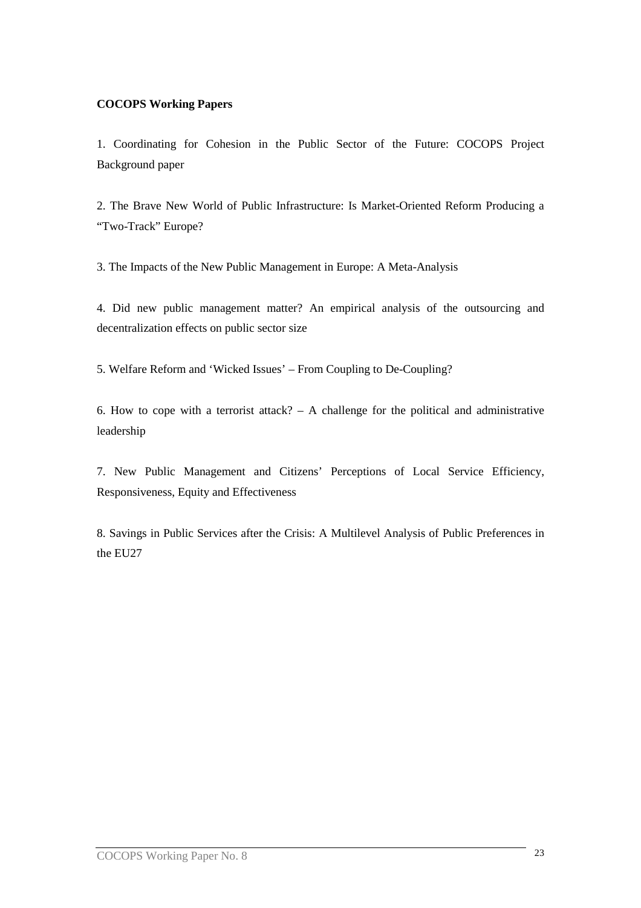**COCOPS Working Papers**

1. Coordinating for Cohesion in the Public Sector of the Future: COCOPS Project Background paper

2. The Brave New World of Public Infrastructure: Is Market-Oriented Reform Producing a "Two-Track" Europe?

3. The Impacts of the New Public Management in Europe: A Meta-Analysis

4. Did new public management matter? An empirical analysis of the outsourcing and decentralization effects on public sector size

5. Welfare Reform and 'Wicked Issues' – From Coupling to De-Coupling?

6. How to cope with a terrorist attack? – A challenge for the political and administrative leadership

7. New Public Management and Citizens' Perceptions of Local Service Efficiency, Responsiveness, Equity and Effectiveness

8. Savings in Public Services after the Crisis: A Multilevel Analysis of Public Preferences in the EU27